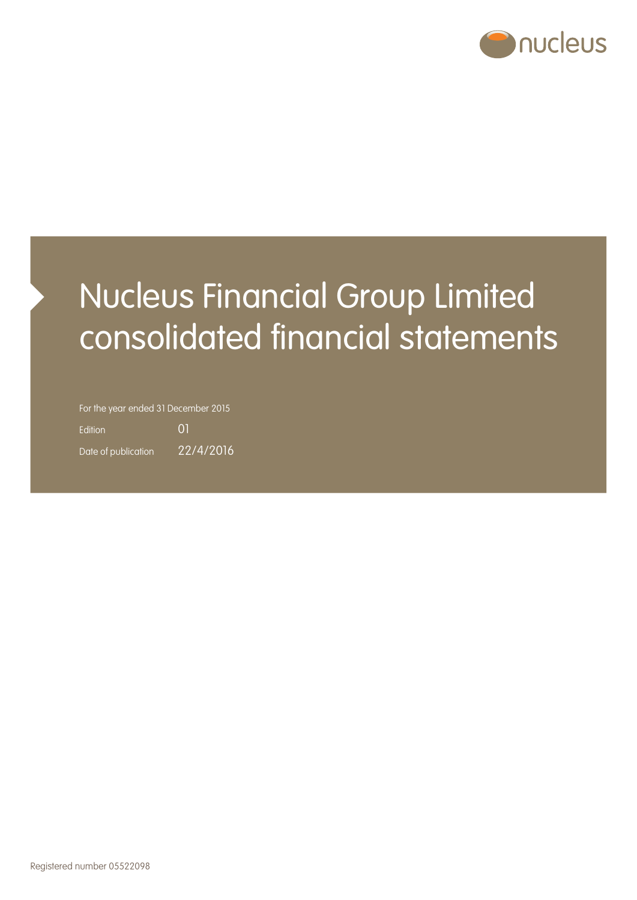nucleus

# Nucleus Financial Group Limited consolidated financial statements

For the year ended 31 December 2015

Edition 01

Date of publication 22/4/2016

Registered number 05522098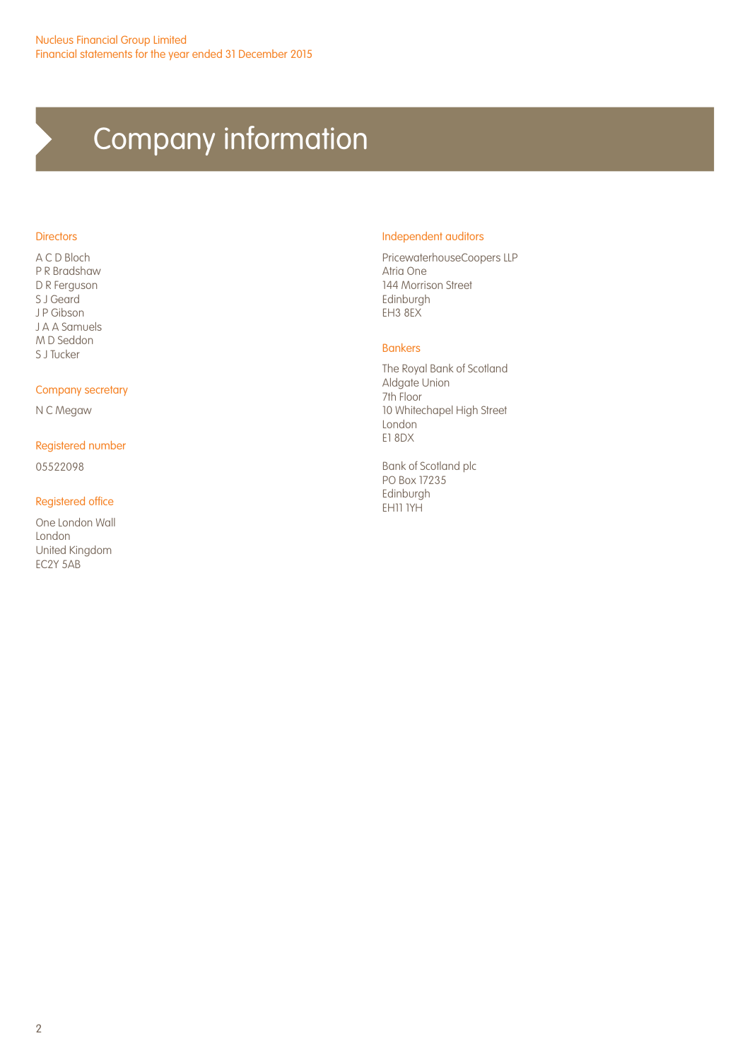# Company information

## Directors

A C D Bloch
P R Bradshaw
D R Ferguson
S J Geard
J P Gibson
J A A Samuels
M D Seddon
S J Tucker

## Company secretary

N C Megaw

## Registered number

05522098

## Registered office

One London Wall
London
United Kingdom
EC2Y 5AB

## Independent auditors

PricewaterhouseCoopers LLP
Atria One
144 Morrison Street
Edinburgh
EH3 8EX

## Bankers

The Royal Bank of Scotland
Aldgate Union
7th Floor
10 Whitechapel High Street
London
E1 8DX

Bank of Scotland plc
PO Box 17235
Edinburgh
EH11 1YH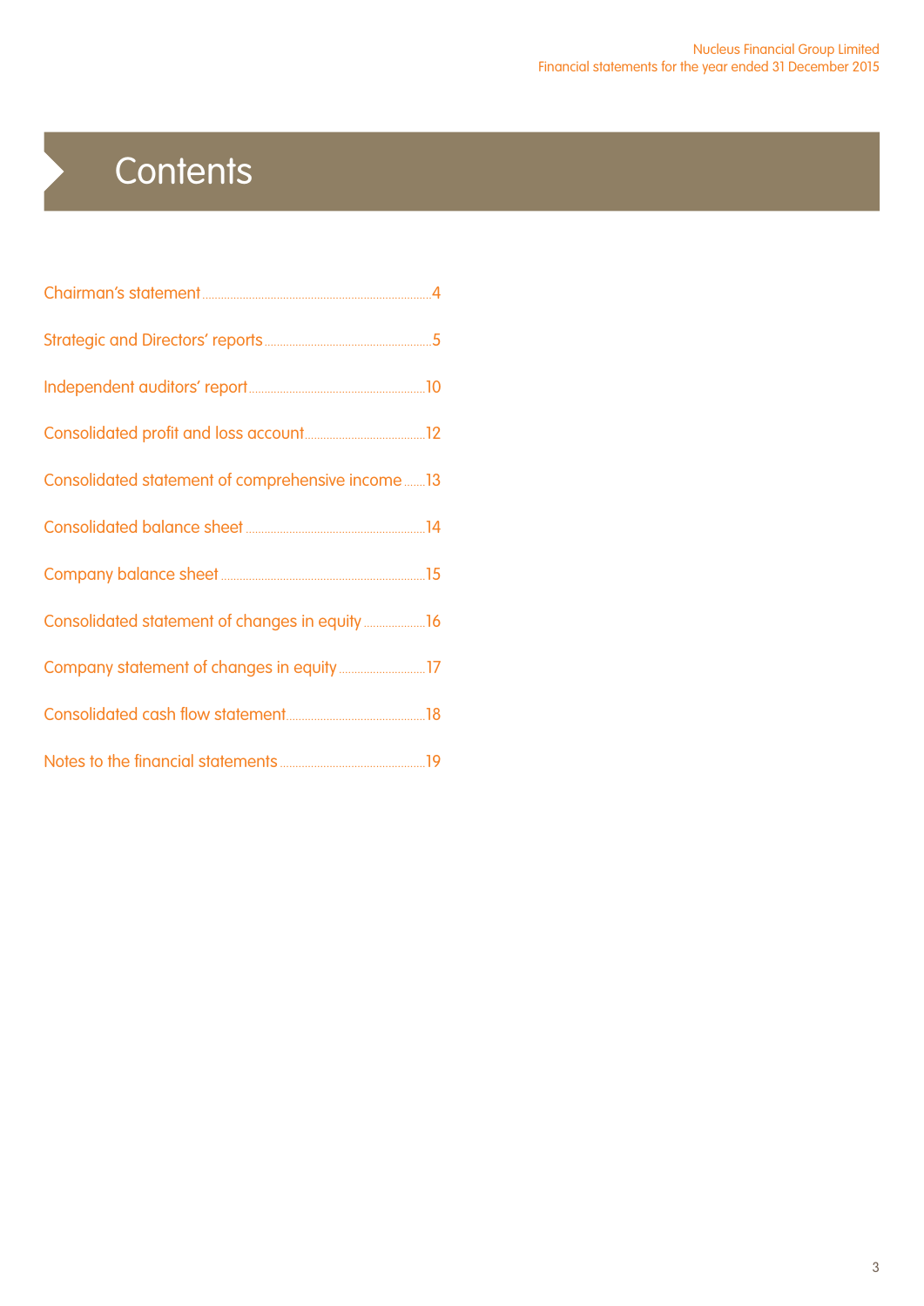# Contents

| | |
|---|---|
| Chairman's statement | 4 |
| Strategic and Directors' reports | 5 |
| Independent auditors' report | 10 |
| Consolidated profit and loss account | 12 |
| Consolidated statement of comprehensive income | 13 |
| Consolidated balance sheet | 14 |
| Company balance sheet | 15 |
| Consolidated statement of changes in equity | 16 |
| Company statement of changes in equity | 17 |
| Consolidated cash flow statement | 18 |
| Notes to the financial statements | 19 |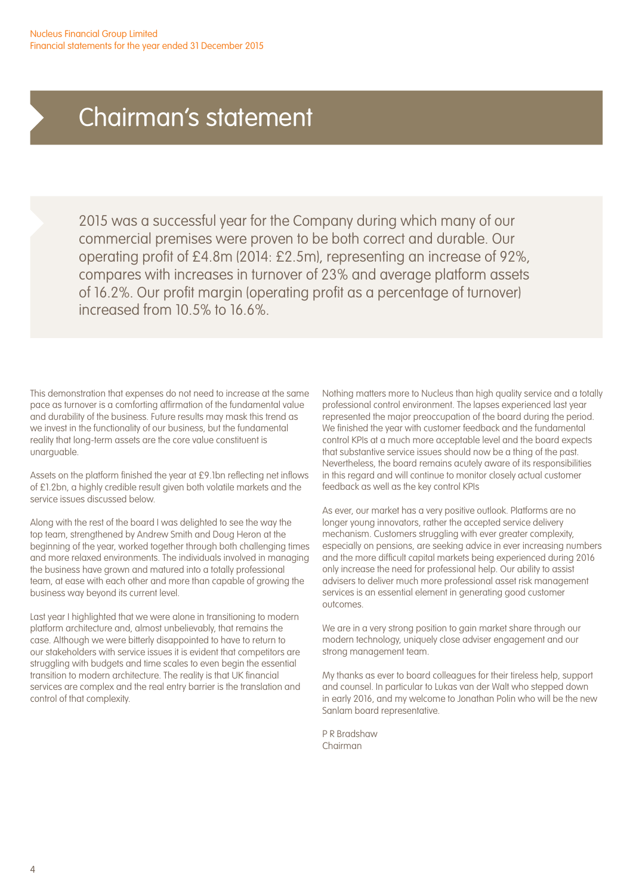# Chairman's statement

2015 was a successful year for the Company during which many of our commercial premises were proven to be both correct and durable. Our operating profit of £4.8m (2014: £2.5m), representing an increase of 92%, compares with increases in turnover of 23% and average platform assets of 16.2%. Our profit margin (operating profit as a percentage of turnover) increased from 10.5% to 16.6%.

This demonstration that expenses do not need to increase at the same pace as turnover is a comforting affirmation of the fundamental value and durability of the business. Future results may mask this trend as we invest in the functionality of our business, but the fundamental reality that long-term assets are the core value constituent is unarguable.

Assets on the platform finished the year at £9.1bn reflecting net inflows of £1.2bn, a highly credible result given both volatile markets and the service issues discussed below.

Along with the rest of the board I was delighted to see the way the top team, strengthened by Andrew Smith and Doug Heron at the beginning of the year, worked together through both challenging times and more relaxed environments. The individuals involved in managing the business have grown and matured into a totally professional team, at ease with each other and more than capable of growing the business way beyond its current level.

Last year I highlighted that we were alone in transitioning to modern platform architecture and, almost unbelievably, that remains the case. Although we were bitterly disappointed to have to return to our stakeholders with service issues it is evident that competitors are struggling with budgets and time scales to even begin the essential transition to modern architecture. The reality is that UK financial services are complex and the real entry barrier is the translation and control of that complexity.

Nothing matters more to Nucleus than high quality service and a totally professional control environment. The lapses experienced last year represented the major preoccupation of the board during the period. We finished the year with customer feedback and the fundamental control KPIs at a much more acceptable level and the board expects that substantive service issues should now be a thing of the past. Nevertheless, the board remains acutely aware of its responsibilities in this regard and will continue to monitor closely actual customer feedback as well as the key control KPIs

As ever, our market has a very positive outlook. Platforms are no longer young innovators, rather the accepted service delivery mechanism. Customers struggling with ever greater complexity, especially on pensions, are seeking advice in ever increasing numbers and the more difficult capital markets being experienced during 2016 only increase the need for professional help. Our ability to assist advisers to deliver much more professional asset risk management services is an essential element in generating good customer outcomes.

We are in a very strong position to gain market share through our modern technology, uniquely close adviser engagement and our strong management team.

My thanks as ever to board colleagues for their tireless help, support and counsel. In particular to Lukas van der Walt who stepped down in early 2016, and my welcome to Jonathan Polin who will be the new Sanlam board representative.

P R Bradshaw
Chairman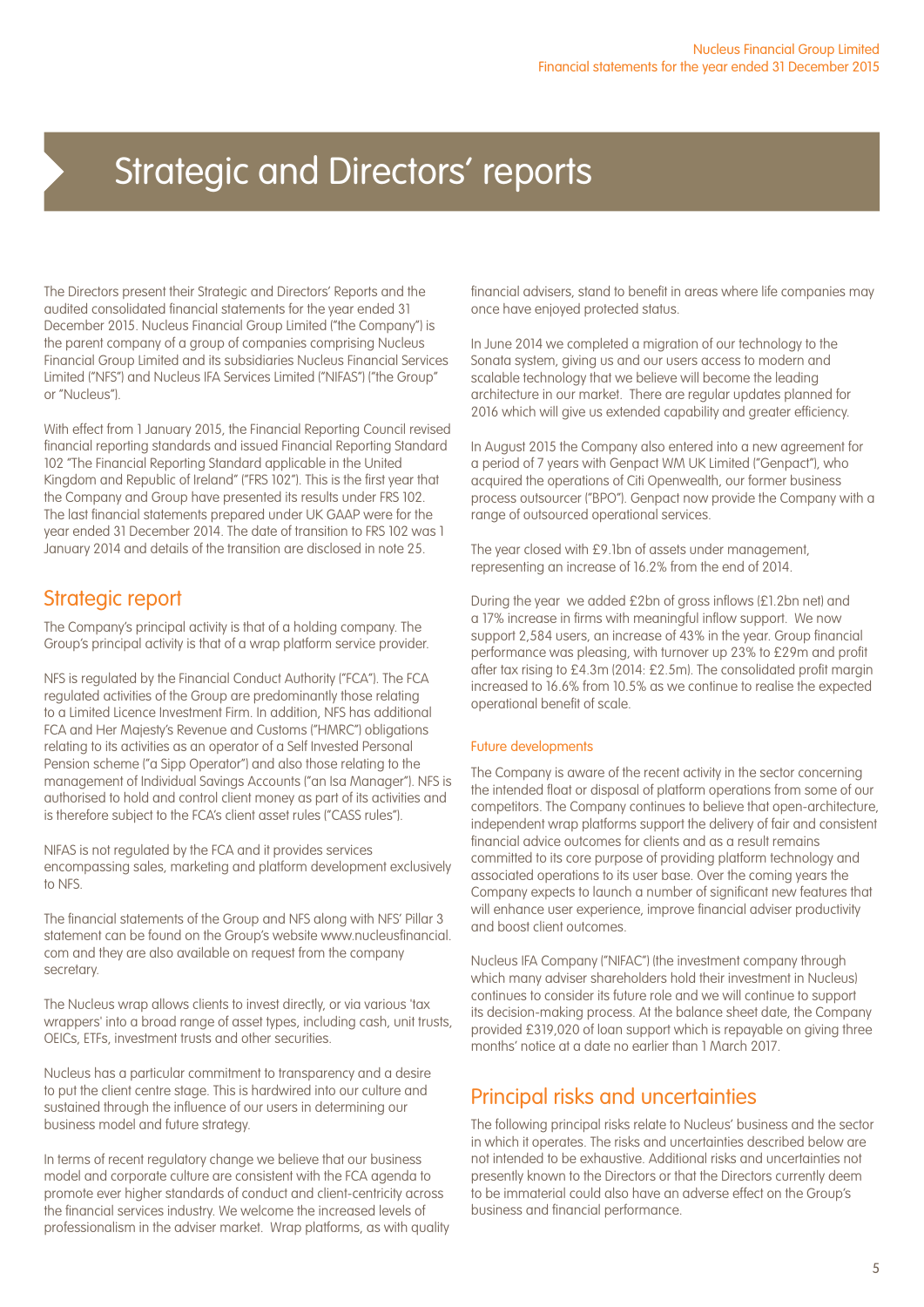# Strategic and Directors' reports

The Directors present their Strategic and Directors' Reports and the audited consolidated financial statements for the year ended 31 December 2015. Nucleus Financial Group Limited ("the Company") is the parent company of a group of companies comprising Nucleus Financial Group Limited and its subsidiaries Nucleus Financial Services Limited ("NFS") and Nucleus IFA Services Limited ("NIFAS") ("the Group" or "Nucleus").

With effect from 1 January 2015, the Financial Reporting Council revised financial reporting standards and issued Financial Reporting Standard 102 "The Financial Reporting Standard applicable in the United Kingdom and Republic of Ireland" ("FRS 102"). This is the first year that the Company and Group have presented its results under FRS 102. The last financial statements prepared under UK GAAP were for the year ended 31 December 2014. The date of transition to FRS 102 was 1 January 2014 and details of the transition are disclosed in note 25.

## Strategic report

The Company's principal activity is that of a holding company. The Group's principal activity is that of a wrap platform service provider.

NFS is regulated by the Financial Conduct Authority ("FCA"). The FCA regulated activities of the Group are predominantly those relating to a Limited Licence Investment Firm. In addition, NFS has additional FCA and Her Majesty's Revenue and Customs ("HMRC") obligations relating to its activities as an operator of a Self Invested Personal Pension scheme ("a Sipp Operator") and also those relating to the management of Individual Savings Accounts ("an Isa Manager"). NFS is authorised to hold and control client money as part of its activities and is therefore subject to the FCA's client asset rules ("CASS rules").

NIFAS is not regulated by the FCA and it provides services encompassing sales, marketing and platform development exclusively to NFS.

The financial statements of the Group and NFS along with NFS' Pillar 3 statement can be found on the Group's website www.nucleusfinancial.com and they are also available on request from the company secretary.

The Nucleus wrap allows clients to invest directly, or via various 'tax wrappers' into a broad range of asset types, including cash, unit trusts, OEICs, ETFs, investment trusts and other securities.

Nucleus has a particular commitment to transparency and a desire to put the client centre stage. This is hardwired into our culture and sustained through the influence of our users in determining our business model and future strategy.

In terms of recent regulatory change we believe that our business model and corporate culture are consistent with the FCA agenda to promote ever higher standards of conduct and client-centricity across the financial services industry. We welcome the increased levels of professionalism in the adviser market. Wrap platforms, as with quality financial advisers, stand to benefit in areas where life companies may once have enjoyed protected status.

In June 2014 we completed a migration of our technology to the Sonata system, giving us and our users access to modern and scalable technology that we believe will become the leading architecture in our market. There are regular updates planned for 2016 which will give us extended capability and greater efficiency.

In August 2015 the Company also entered into a new agreement for a period of 7 years with Genpact WM UK Limited ("Genpact"), who acquired the operations of Citi Openwealth, our former business process outsourcer ("BPO"). Genpact now provide the Company with a range of outsourced operational services.

The year closed with £9.1bn of assets under management, representing an increase of 16.2% from the end of 2014.

During the year we added £2bn of gross inflows (£1.2bn net) and a 17% increase in firms with meaningful inflow support. We now support 2,584 users, an increase of 43% in the year. Group financial performance was pleasing, with turnover up 23% to £29m and profit after tax rising to £4.3m (2014: £2.5m). The consolidated profit margin increased to 16.6% from 10.5% as we continue to realise the expected operational benefit of scale.

### Future developments

The Company is aware of the recent activity in the sector concerning the intended float or disposal of platform operations from some of our competitors. The Company continues to believe that open-architecture, independent wrap platforms support the delivery of fair and consistent financial advice outcomes for clients and as a result remains committed to its core purpose of providing platform technology and associated operations to its user base. Over the coming years the Company expects to launch a number of significant new features that will enhance user experience, improve financial adviser productivity and boost client outcomes.

Nucleus IFA Company ("NIFAC") (the investment company through which many adviser shareholders hold their investment in Nucleus) continues to consider its future role and we will continue to support its decision-making process. At the balance sheet date, the Company provided £319,020 of loan support which is repayable on giving three months' notice at a date no earlier than 1 March 2017.

## Principal risks and uncertainties

The following principal risks relate to Nucleus' business and the sector in which it operates. The risks and uncertainties described below are not intended to be exhaustive. Additional risks and uncertainties not presently known to the Directors or that the Directors currently deem to be immaterial could also have an adverse effect on the Group's business and financial performance.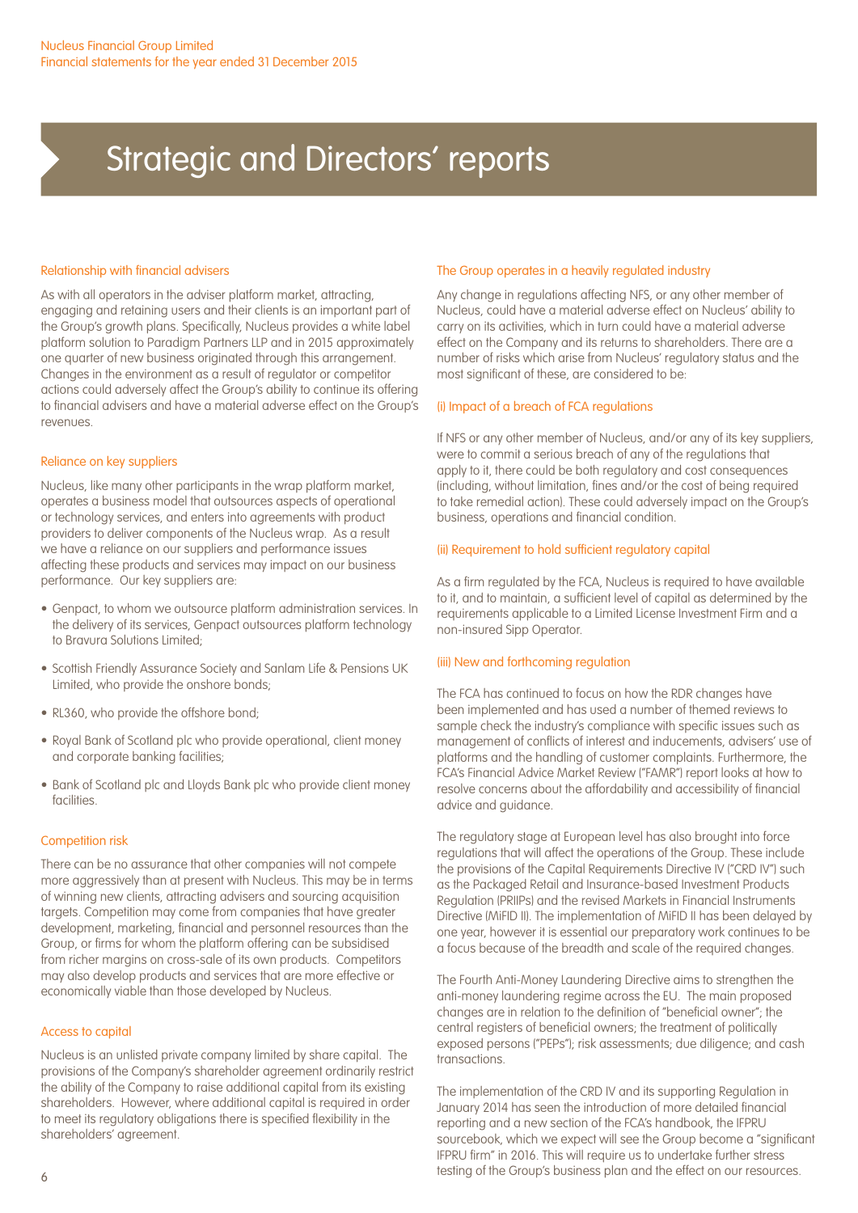# Strategic and Directors' reports

### Relationship with financial advisers

As with all operators in the adviser platform market, attracting, engaging and retaining users and their clients is an important part of the Group's growth plans. Specifically, Nucleus provides a white label platform solution to Paradigm Partners LLP and in 2015 approximately one quarter of new business originated through this arrangement. Changes in the environment as a result of regulator or competitor actions could adversely affect the Group's ability to continue its offering to financial advisers and have a material adverse effect on the Group's revenues.

### Reliance on key suppliers

Nucleus, like many other participants in the wrap platform market, operates a business model that outsources aspects of operational or technology services, and enters into agreements with product providers to deliver components of the Nucleus wrap. As a result we have a reliance on our suppliers and performance issues affecting these products and services may impact on our business performance. Our key suppliers are:

- Genpact, to whom we outsource platform administration services. In the delivery of its services, Genpact outsources platform technology to Bravura Solutions Limited;
- Scottish Friendly Assurance Society and Sanlam Life & Pensions UK Limited, who provide the onshore bonds;
- RL360, who provide the offshore bond;
- Royal Bank of Scotland plc who provide operational, client money and corporate banking facilities;
- Bank of Scotland plc and Lloyds Bank plc who provide client money facilities.

### Competition risk

There can be no assurance that other companies will not compete more aggressively than at present with Nucleus. This may be in terms of winning new clients, attracting advisers and sourcing acquisition targets. Competition may come from companies that have greater development, marketing, financial and personnel resources than the Group, or firms for whom the platform offering can be subsidised from richer margins on cross-sale of its own products. Competitors may also develop products and services that are more effective or economically viable than those developed by Nucleus.

### Access to capital

Nucleus is an unlisted private company limited by share capital. The provisions of the Company's shareholder agreement ordinarily restrict the ability of the Company to raise additional capital from its existing shareholders. However, where additional capital is required in order to meet its regulatory obligations there is specified flexibility in the shareholders' agreement.

### The Group operates in a heavily regulated industry

Any change in regulations affecting NFS, or any other member of Nucleus, could have a material adverse effect on Nucleus' ability to carry on its activities, which in turn could have a material adverse effect on the Company and its returns to shareholders. There are a number of risks which arise from Nucleus' regulatory status and the most significant of these, are considered to be:

#### (i) Impact of a breach of FCA regulations

If NFS or any other member of Nucleus, and/or any of its key suppliers, were to commit a serious breach of any of the regulations that apply to it, there could be both regulatory and cost consequences (including, without limitation, fines and/or the cost of being required to take remedial action). These could adversely impact on the Group's business, operations and financial condition.

#### (ii) Requirement to hold sufficient regulatory capital

As a firm regulated by the FCA, Nucleus is required to have available to it, and to maintain, a sufficient level of capital as determined by the requirements applicable to a Limited License Investment Firm and a non-insured Sipp Operator.

#### (iii) New and forthcoming regulation

The FCA has continued to focus on how the RDR changes have been implemented and has used a number of themed reviews to sample check the industry's compliance with specific issues such as management of conflicts of interest and inducements, advisers' use of platforms and the handling of customer complaints. Furthermore, the FCA's Financial Advice Market Review ("FAMR") report looks at how to resolve concerns about the affordability and accessibility of financial advice and guidance.

The regulatory stage at European level has also brought into force regulations that will affect the operations of the Group. These include the provisions of the Capital Requirements Directive IV ("CRD IV") such as the Packaged Retail and Insurance-based Investment Products Regulation (PRIIPs) and the revised Markets in Financial Instruments Directive (MiFID II). The implementation of MiFID II has been delayed by one year, however it is essential our preparatory work continues to be a focus because of the breadth and scale of the required changes.

The Fourth Anti-Money Laundering Directive aims to strengthen the anti-money laundering regime across the EU. The main proposed changes are in relation to the definition of "beneficial owner"; the central registers of beneficial owners; the treatment of politically exposed persons ("PEPs"); risk assessments; due diligence; and cash transactions.

The implementation of the CRD IV and its supporting Regulation in January 2014 has seen the introduction of more detailed financial reporting and a new section of the FCA's handbook, the IFPRU sourcebook, which we expect will see the Group become a "significant IFPRU firm" in 2016. This will require us to undertake further stress testing of the Group's business plan and the effect on our resources.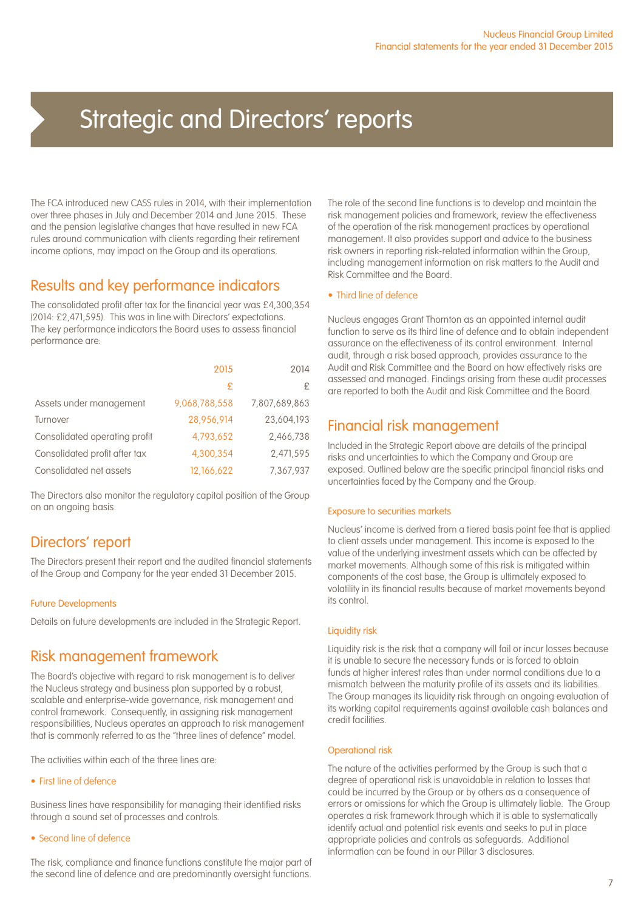# Strategic and Directors' reports

The FCA introduced new CASS rules in 2014, with their implementation over three phases in July and December 2014 and June 2015. These and the pension legislative changes that have resulted in new FCA rules around communication with clients regarding their retirement income options, may impact on the Group and its operations.

## Results and key performance indicators

The consolidated profit after tax for the financial year was £4,300,354 (2014: £2,471,595). This was in line with Directors' expectations. The key performance indicators the Board uses to assess financial performance are:

| | 2015 | 2014 |
|---|---|---|
| | £ | £ |
| Assets under management | 9,068,788,558 | 7,807,689,863 |
| Turnover | 28,956,914 | 23,604,193 |
| Consolidated operating profit | 4,793,652 | 2,466,738 |
| Consolidated profit after tax | 4,300,354 | 2,471,595 |
| Consolidated net assets | 12,166,622 | 7,367,937 |

The Directors also monitor the regulatory capital position of the Group on an ongoing basis.

## Directors' report

The Directors present their report and the audited financial statements of the Group and Company for the year ended 31 December 2015.

### Future Developments

Details on future developments are included in the Strategic Report.

## Risk management framework

The Board's objective with regard to risk management is to deliver the Nucleus strategy and business plan supported by a robust, scalable and enterprise-wide governance, risk management and control framework. Consequently, in assigning risk management responsibilities, Nucleus operates an approach to risk management that is commonly referred to as the "three lines of defence" model.

The activities within each of the three lines are:

- First line of defence

Business lines have responsibility for managing their identified risks through a sound set of processes and controls.

- Second line of defence

The risk, compliance and finance functions constitute the major part of the second line of defence and are predominantly oversight functions. The role of the second line functions is to develop and maintain the risk management policies and framework, review the effectiveness of the operation of the risk management practices by operational management. It also provides support and advice to the business risk owners in reporting risk-related information within the Group, including management information on risk matters to the Audit and Risk Committee and the Board.

- Third line of defence

Nucleus engages Grant Thornton as an appointed internal audit function to serve as its third line of defence and to obtain independent assurance on the effectiveness of its control environment. Internal audit, through a risk based approach, provides assurance to the Audit and Risk Committee and the Board on how effectively risks are assessed and managed. Findings arising from these audit processes are reported to both the Audit and Risk Committee and the Board.

## Financial risk management

Included in the Strategic Report above are details of the principal risks and uncertainties to which the Company and Group are exposed. Outlined below are the specific principal financial risks and uncertainties faced by the Company and the Group.

### Exposure to securities markets

Nucleus' income is derived from a tiered basis point fee that is applied to client assets under management. This income is exposed to the value of the underlying investment assets which can be affected by market movements. Although some of this risk is mitigated within components of the cost base, the Group is ultimately exposed to volatility in its financial results because of market movements beyond its control.

### Liquidity risk

Liquidity risk is the risk that a company will fail or incur losses because it is unable to secure the necessary funds or is forced to obtain funds at higher interest rates than under normal conditions due to a mismatch between the maturity profile of its assets and its liabilities. The Group manages its liquidity risk through an ongoing evaluation of its working capital requirements against available cash balances and credit facilities.

### Operational risk

The nature of the activities performed by the Group is such that a degree of operational risk is unavoidable in relation to losses that could be incurred by the Group or by others as a consequence of errors or omissions for which the Group is ultimately liable. The Group operates a risk framework through which it is able to systematically identify actual and potential risk events and seeks to put in place appropriate policies and controls as safeguards. Additional information can be found in our Pillar 3 disclosures.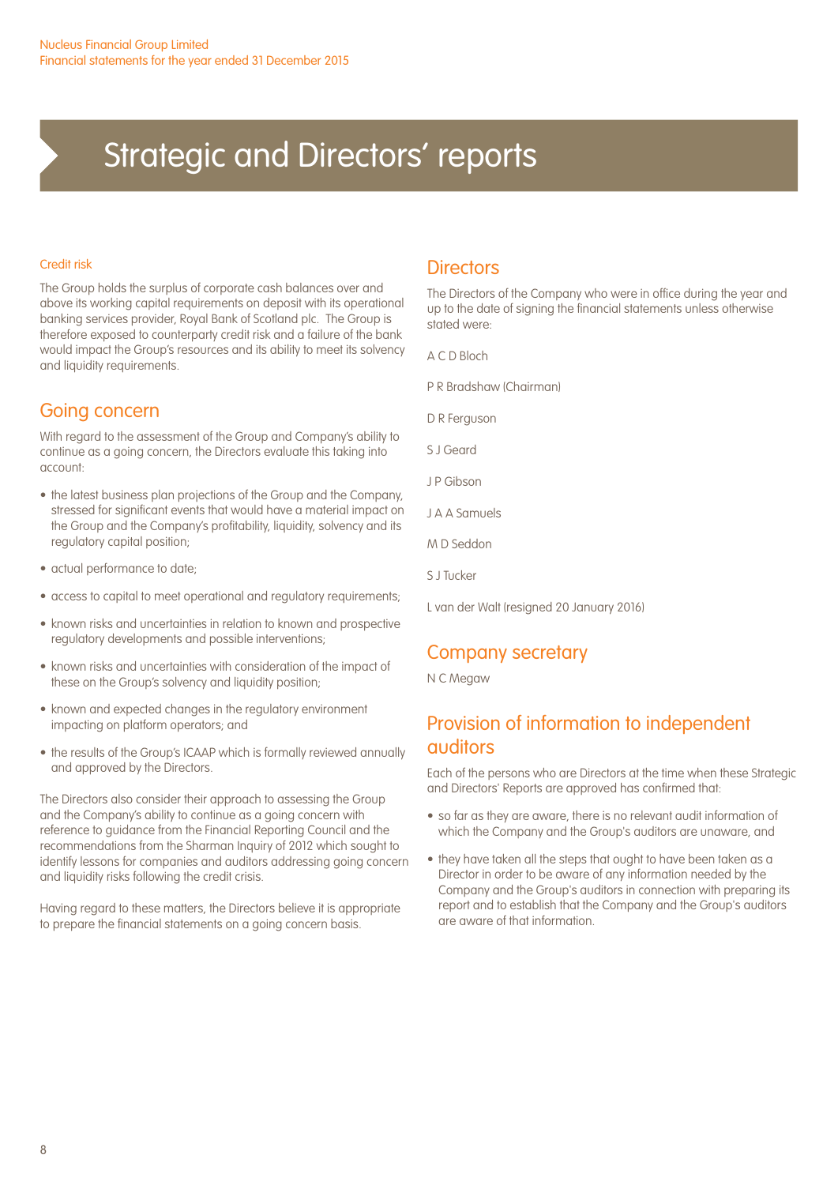# Strategic and Directors' reports

### Credit risk

The Group holds the surplus of corporate cash balances over and above its working capital requirements on deposit with its operational banking services provider, Royal Bank of Scotland plc. The Group is therefore exposed to counterparty credit risk and a failure of the bank would impact the Group's resources and its ability to meet its solvency and liquidity requirements.

## Going concern

With regard to the assessment of the Group and Company's ability to continue as a going concern, the Directors evaluate this taking into account:

- the latest business plan projections of the Group and the Company, stressed for significant events that would have a material impact on the Group and the Company's profitability, liquidity, solvency and its regulatory capital position;
- actual performance to date;
- access to capital to meet operational and regulatory requirements;
- known risks and uncertainties in relation to known and prospective regulatory developments and possible interventions;
- known risks and uncertainties with consideration of the impact of these on the Group's solvency and liquidity position;
- known and expected changes in the regulatory environment impacting on platform operators; and
- the results of the Group's ICAAP which is formally reviewed annually and approved by the Directors.

The Directors also consider their approach to assessing the Group and the Company's ability to continue as a going concern with reference to guidance from the Financial Reporting Council and the recommendations from the Sharman Inquiry of 2012 which sought to identify lessons for companies and auditors addressing going concern and liquidity risks following the credit crisis.

Having regard to these matters, the Directors believe it is appropriate to prepare the financial statements on a going concern basis.

## Directors

The Directors of the Company who were in office during the year and up to the date of signing the financial statements unless otherwise stated were:

A C D Bloch

P R Bradshaw (Chairman)

D R Ferguson

S J Geard

J P Gibson

J A A Samuels

M D Seddon

S J Tucker

L van der Walt (resigned 20 January 2016)

## Company secretary

N C Megaw

## Provision of information to independent auditors

Each of the persons who are Directors at the time when these Strategic and Directors' Reports are approved has confirmed that:

- so far as they are aware, there is no relevant audit information of which the Company and the Group's auditors are unaware, and
- they have taken all the steps that ought to have been taken as a Director in order to be aware of any information needed by the Company and the Group's auditors in connection with preparing its report and to establish that the Company and the Group's auditors are aware of that information.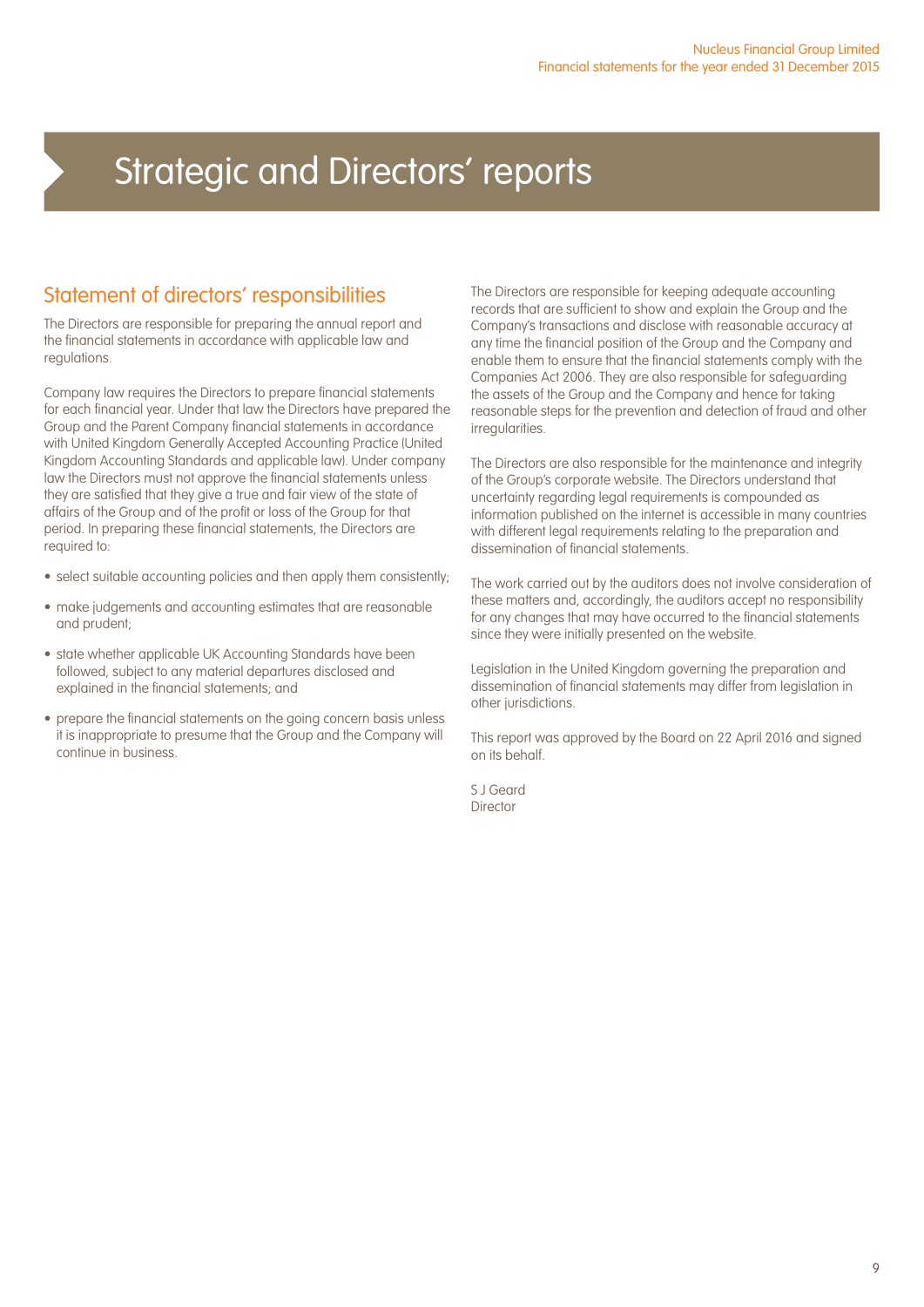# Strategic and Directors' reports

## Statement of directors' responsibilities

The Directors are responsible for preparing the annual report and the financial statements in accordance with applicable law and regulations.

Company law requires the Directors to prepare financial statements for each financial year. Under that law the Directors have prepared the Group and the Parent Company financial statements in accordance with United Kingdom Generally Accepted Accounting Practice (United Kingdom Accounting Standards and applicable law). Under company law the Directors must not approve the financial statements unless they are satisfied that they give a true and fair view of the state of affairs of the Group and of the profit or loss of the Group for that period. In preparing these financial statements, the Directors are required to:

- select suitable accounting policies and then apply them consistently;
- make judgements and accounting estimates that are reasonable and prudent;
- state whether applicable UK Accounting Standards have been followed, subject to any material departures disclosed and explained in the financial statements; and
- prepare the financial statements on the going concern basis unless it is inappropriate to presume that the Group and the Company will continue in business.

The Directors are responsible for keeping adequate accounting records that are sufficient to show and explain the Group and the Company's transactions and disclose with reasonable accuracy at any time the financial position of the Group and the Company and enable them to ensure that the financial statements comply with the Companies Act 2006. They are also responsible for safeguarding the assets of the Group and the Company and hence for taking reasonable steps for the prevention and detection of fraud and other irregularities.

The Directors are also responsible for the maintenance and integrity of the Group's corporate website. The Directors understand that uncertainty regarding legal requirements is compounded as information published on the internet is accessible in many countries with different legal requirements relating to the preparation and dissemination of financial statements.

The work carried out by the auditors does not involve consideration of these matters and, accordingly, the auditors accept no responsibility for any changes that may have occurred to the financial statements since they were initially presented on the website.

Legislation in the United Kingdom governing the preparation and dissemination of financial statements may differ from legislation in other jurisdictions.

This report was approved by the Board on 22 April 2016 and signed on its behalf.

S J Geard
Director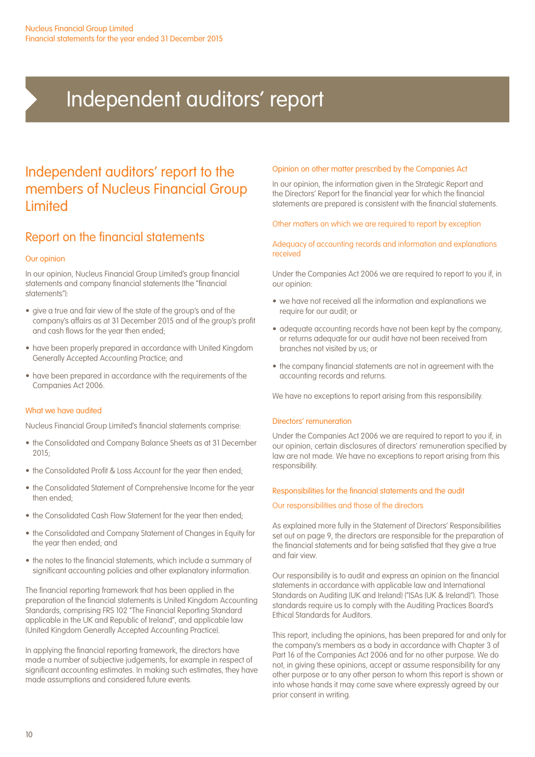# Independent auditors' report

## Independent auditors' report to the members of Nucleus Financial Group Limited

## Report on the financial statements

### Our opinion

In our opinion, Nucleus Financial Group Limited's group financial statements and company financial statements (the "financial statements"):

- give a true and fair view of the state of the group's and of the company's affairs as at 31 December 2015 and of the group's profit and cash flows for the year then ended;
- have been properly prepared in accordance with United Kingdom Generally Accepted Accounting Practice; and
- have been prepared in accordance with the requirements of the Companies Act 2006.

### What we have audited

Nucleus Financial Group Limited's financial statements comprise:

- the Consolidated and Company Balance Sheets as at 31 December 2015;
- the Consolidated Profit & Loss Account for the year then ended;
- the Consolidated Statement of Comprehensive Income for the year then ended;
- the Consolidated Cash Flow Statement for the year then ended;
- the Consolidated and Company Statement of Changes in Equity for the year then ended; and
- the notes to the financial statements, which include a summary of significant accounting policies and other explanatory information.

The financial reporting framework that has been applied in the preparation of the financial statements is United Kingdom Accounting Standards, comprising FRS 102 "The Financial Reporting Standard applicable in the UK and Republic of Ireland", and applicable law (United Kingdom Generally Accepted Accounting Practice).

In applying the financial reporting framework, the directors have made a number of subjective judgements, for example in respect of significant accounting estimates. In making such estimates, they have made assumptions and considered future events.

### Opinion on other matter prescribed by the Companies Act

In our opinion, the information given in the Strategic Report and the Directors' Report for the financial year for which the financial statements are prepared is consistent with the financial statements.

### Other matters on which we are required to report by exception

#### Adequacy of accounting records and information and explanations received

Under the Companies Act 2006 we are required to report to you if, in our opinion:

- we have not received all the information and explanations we require for our audit; or
- adequate accounting records have not been kept by the company, or returns adequate for our audit have not been received from branches not visited by us; or
- the company financial statements are not in agreement with the accounting records and returns.

We have no exceptions to report arising from this responsibility.

#### Directors' remuneration

Under the Companies Act 2006 we are required to report to you if, in our opinion, certain disclosures of directors' remuneration specified by law are not made. We have no exceptions to report arising from this responsibility.

### Responsibilities for the financial statements and the audit

#### Our responsibilities and those of the directors

As explained more fully in the Statement of Directors' Responsibilities set out on page 9, the directors are responsible for the preparation of the financial statements and for being satisfied that they give a true and fair view.

Our responsibility is to audit and express an opinion on the financial statements in accordance with applicable law and International Standards on Auditing (UK and Ireland) ("ISAs (UK & Ireland)"). Those standards require us to comply with the Auditing Practices Board's Ethical Standards for Auditors.

This report, including the opinions, has been prepared for and only for the company's members as a body in accordance with Chapter 3 of Part 16 of the Companies Act 2006 and for no other purpose. We do not, in giving these opinions, accept or assume responsibility for any other purpose or to any other person to whom this report is shown or into whose hands it may come save where expressly agreed by our prior consent in writing.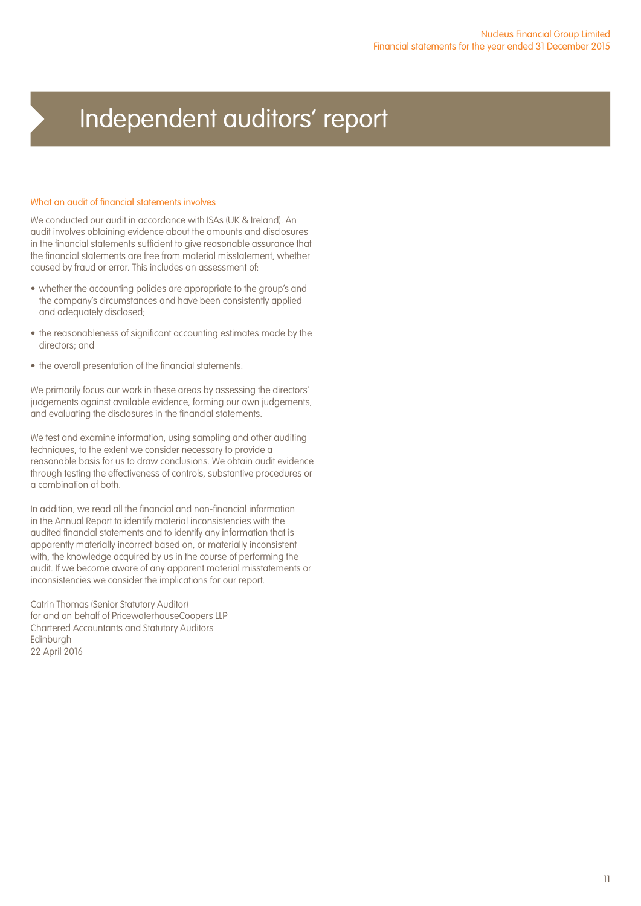# Independent auditors' report

### What an audit of financial statements involves

We conducted our audit in accordance with ISAs (UK & Ireland). An audit involves obtaining evidence about the amounts and disclosures in the financial statements sufficient to give reasonable assurance that the financial statements are free from material misstatement, whether caused by fraud or error. This includes an assessment of:

- whether the accounting policies are appropriate to the group's and the company's circumstances and have been consistently applied and adequately disclosed;
- the reasonableness of significant accounting estimates made by the directors; and
- the overall presentation of the financial statements.

We primarily focus our work in these areas by assessing the directors' judgements against available evidence, forming our own judgements, and evaluating the disclosures in the financial statements.

We test and examine information, using sampling and other auditing techniques, to the extent we consider necessary to provide a reasonable basis for us to draw conclusions. We obtain audit evidence through testing the effectiveness of controls, substantive procedures or a combination of both.

In addition, we read all the financial and non-financial information in the Annual Report to identify material inconsistencies with the audited financial statements and to identify any information that is apparently materially incorrect based on, or materially inconsistent with, the knowledge acquired by us in the course of performing the audit. If we become aware of any apparent material misstatements or inconsistencies we consider the implications for our report.

Catrin Thomas (Senior Statutory Auditor)
for and on behalf of PricewaterhouseCoopers LLP
Chartered Accountants and Statutory Auditors
Edinburgh
22 April 2016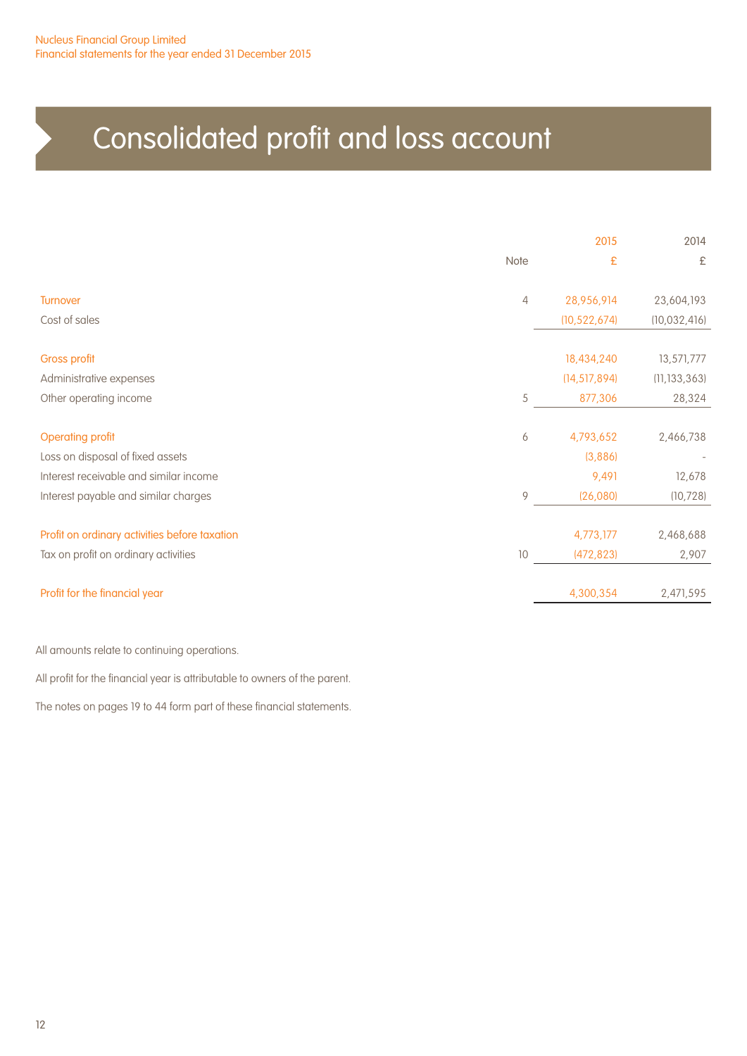# Consolidated profit and loss account

| | Note | 2015<br>£ | 2014<br>£ |
|---|---|---|---|
| Turnover | 4 | 28,956,914 | 23,604,193 |
| Cost of sales | | (10,522,674) | (10,032,416) |
| Gross profit | | 18,434,240 | 13,571,777 |
| Administrative expenses | | (14,517,894) | (11,133,363) |
| Other operating income | 5 | 877,306 | 28,324 |
| Operating profit | 6 | 4,793,652 | 2,466,738 |
| Loss on disposal of fixed assets | | (3,886) | - |
| Interest receivable and similar income | | 9,491 | 12,678 |
| Interest payable and similar charges | 9 | (26,080) | (10,728) |
| Profit on ordinary activities before taxation | | 4,773,177 | 2,468,688 |
| Tax on profit on ordinary activities | 10 | (472,823) | 2,907 |
| Profit for the financial year | | 4,300,354 | 2,471,595 |

All amounts relate to continuing operations.

All profit for the financial year is attributable to owners of the parent.

The notes on pages 19 to 44 form part of these financial statements.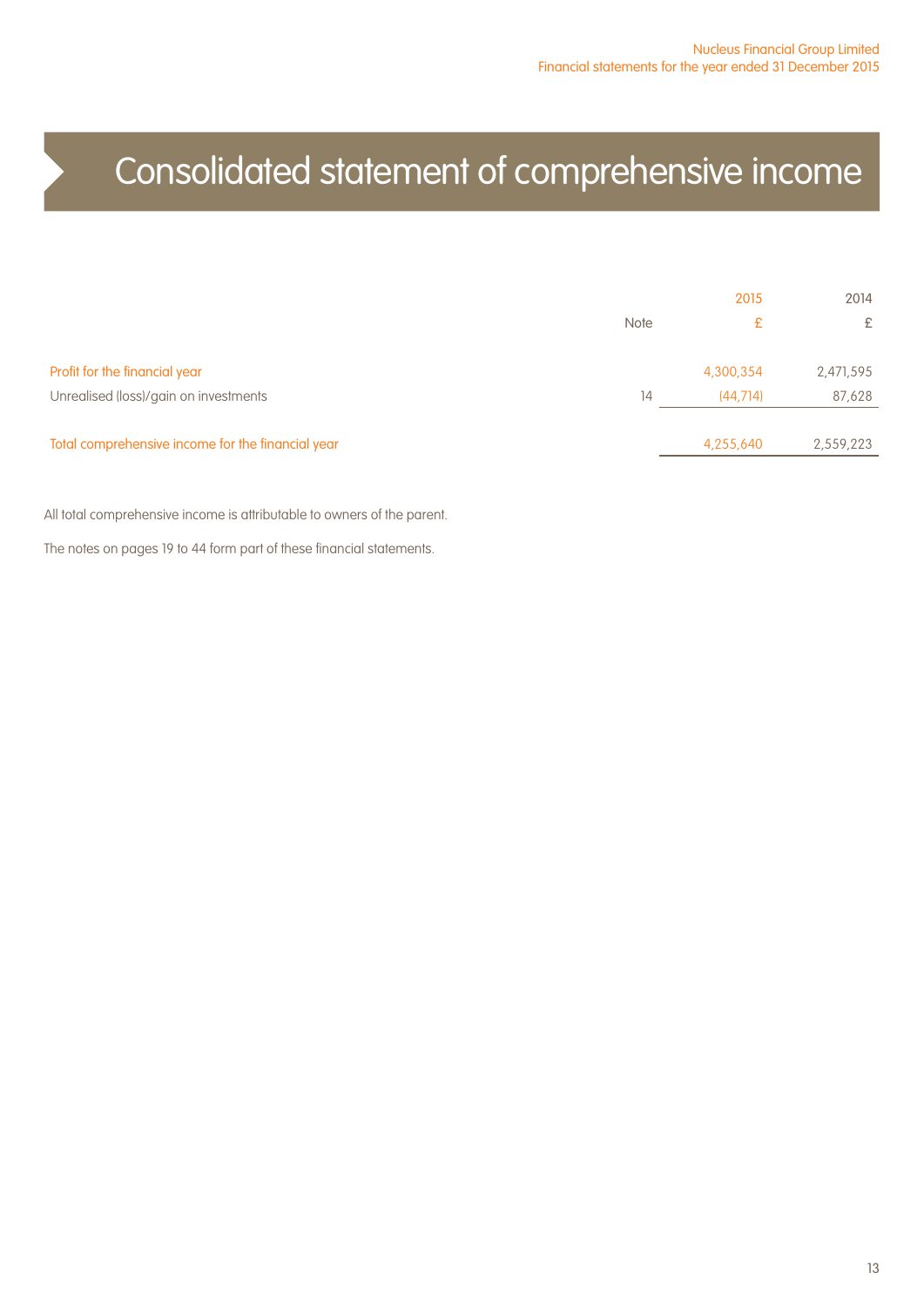# Consolidated statement of comprehensive income

| | Note | 2015<br>£ | 2014<br>£ |
|---|---|---|---|
| Profit for the financial year | | 4,300,354 | 2,471,595 |
| Unrealised (loss)/gain on investments | 14 | (44,714) | 87,628 |
| Total comprehensive income for the financial year | | 4,255,640 | 2,559,223 |

All total comprehensive income is attributable to owners of the parent.

The notes on pages 19 to 44 form part of these financial statements.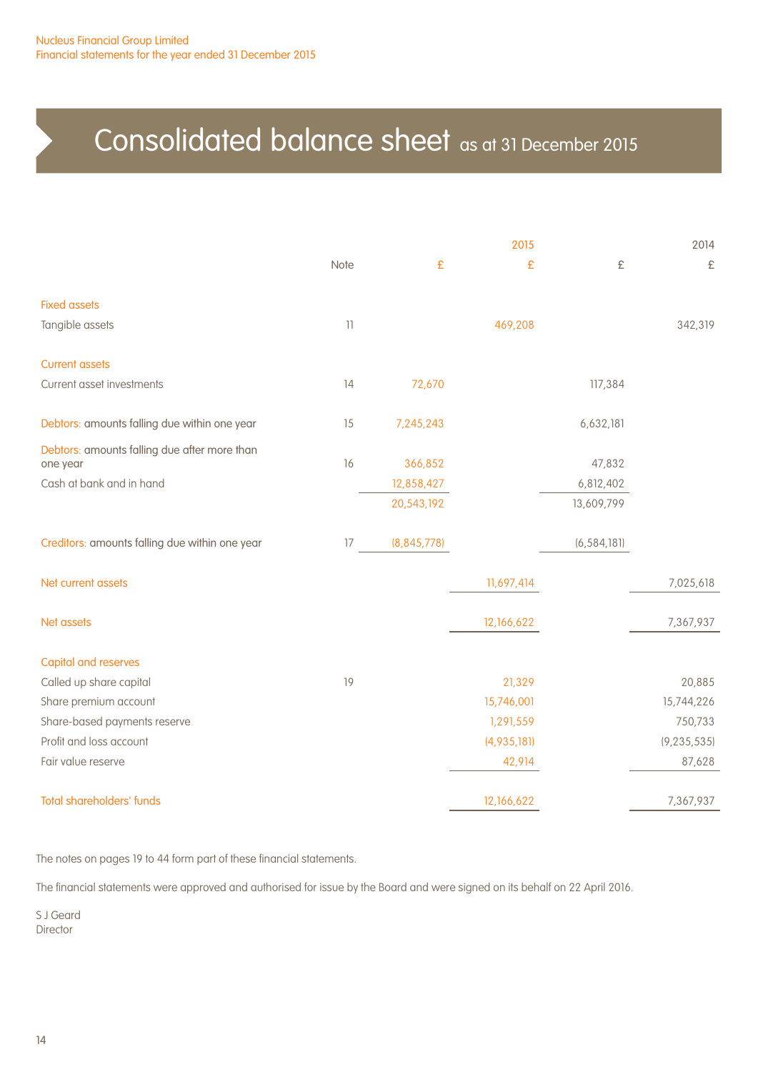# Consolidated balance sheet as at 31 December 2015

| | Note | 2015 £ | 2015 £ | 2014 £ | 2014 £ |
|---|---|---|---|---|---|
| **Fixed assets** | | | | | |
| Tangible assets | 11 | | 469,208 | | 342,319 |
| **Current assets** | | | | | |
| Current asset investments | 14 | 72,670 | | 117,384 | |
| Debtors: amounts falling due within one year | 15 | 7,245,243 | | 6,632,181 | |
| Debtors: amounts falling due after more than one year | 16 | 366,852 | | 47,832 | |
| Cash at bank and in hand | | 12,858,427 | | 6,812,402 | |
| | | 20,543,192 | | 13,609,799 | |
| Creditors: amounts falling due within one year | 17 | (8,845,778) | | (6,584,181) | |
| **Net current assets** | | | 11,697,414 | | 7,025,618 |
| **Net assets** | | | 12,166,622 | | 7,367,937 |
| **Capital and reserves** | | | | | |
| Called up share capital | 19 | | 21,329 | | 20,885 |
| Share premium account | | | 15,746,001 | | 15,744,226 |
| Share-based payments reserve | | | 1,291,559 | | 750,733 |
| Profit and loss account | | | (4,935,181) | | (9,235,535) |
| Fair value reserve | | | 42,914 | | 87,628 |
| **Total shareholders' funds** | | | 12,166,622 | | 7,367,937 |

The notes on pages 19 to 44 form part of these financial statements.

The financial statements were approved and authorised for issue by the Board and were signed on its behalf on 22 April 2016.

S J Geard
Director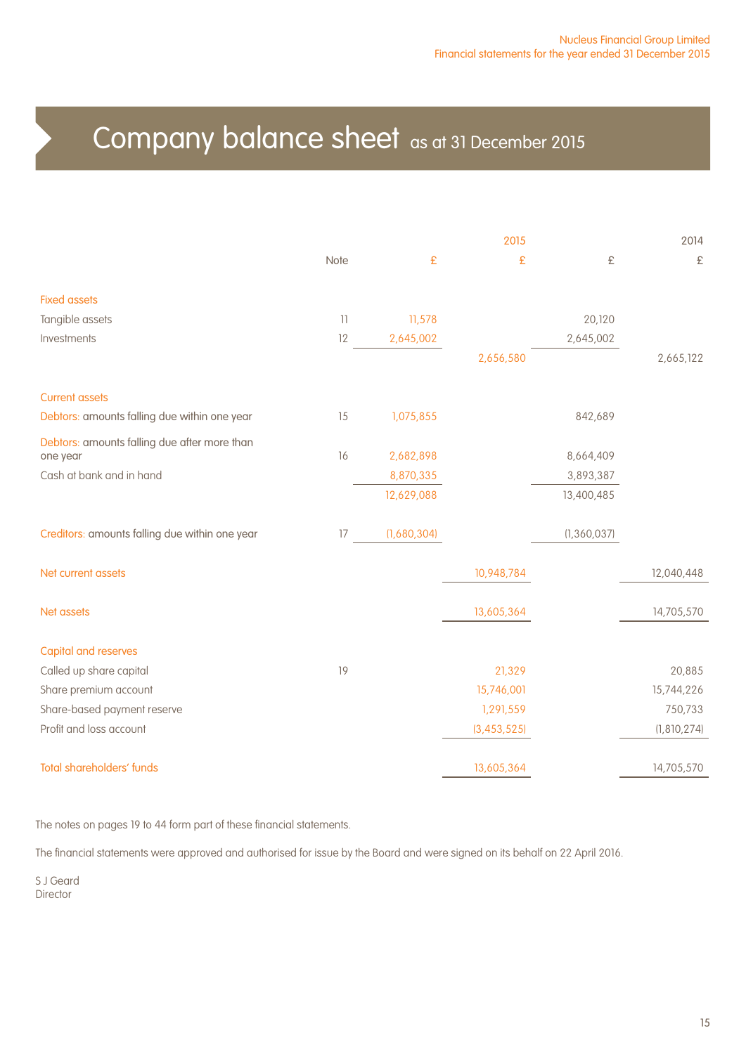# Company balance sheet as at 31 December 2015

| | Note | 2015 £ | 2015 £ | 2014 £ | 2014 £ |
|---|---|---|---|---|---|
| **Fixed assets** | | | | | |
| Tangible assets | 11 | 11,578 | | 20,120 | |
| Investments | 12 | 2,645,002 | | 2,645,002 | |
| | | | 2,656,580 | | 2,665,122 |
| **Current assets** | | | | | |
| Debtors: amounts falling due within one year | 15 | 1,075,855 | | 842,689 | |
| Debtors: amounts falling due after more than one year | 16 | 2,682,898 | | 8,664,409 | |
| Cash at bank and in hand | | 8,870,335 | | 3,893,387 | |
| | | 12,629,088 | | 13,400,485 | |
| Creditors: amounts falling due within one year | 17 | (1,680,304) | | (1,360,037) | |
| **Net current assets** | | | 10,948,784 | | 12,040,448 |
| **Net assets** | | | 13,605,364 | | 14,705,570 |
| **Capital and reserves** | | | | | |
| Called up share capital | 19 | | 21,329 | | 20,885 |
| Share premium account | | | 15,746,001 | | 15,744,226 |
| Share-based payment reserve | | | 1,291,559 | | 750,733 |
| Profit and loss account | | | (3,453,525) | | (1,810,274) |
| **Total shareholders' funds** | | | 13,605,364 | | 14,705,570 |

The notes on pages 19 to 44 form part of these financial statements.

The financial statements were approved and authorised for issue by the Board and were signed on its behalf on 22 April 2016.

S J Geard
Director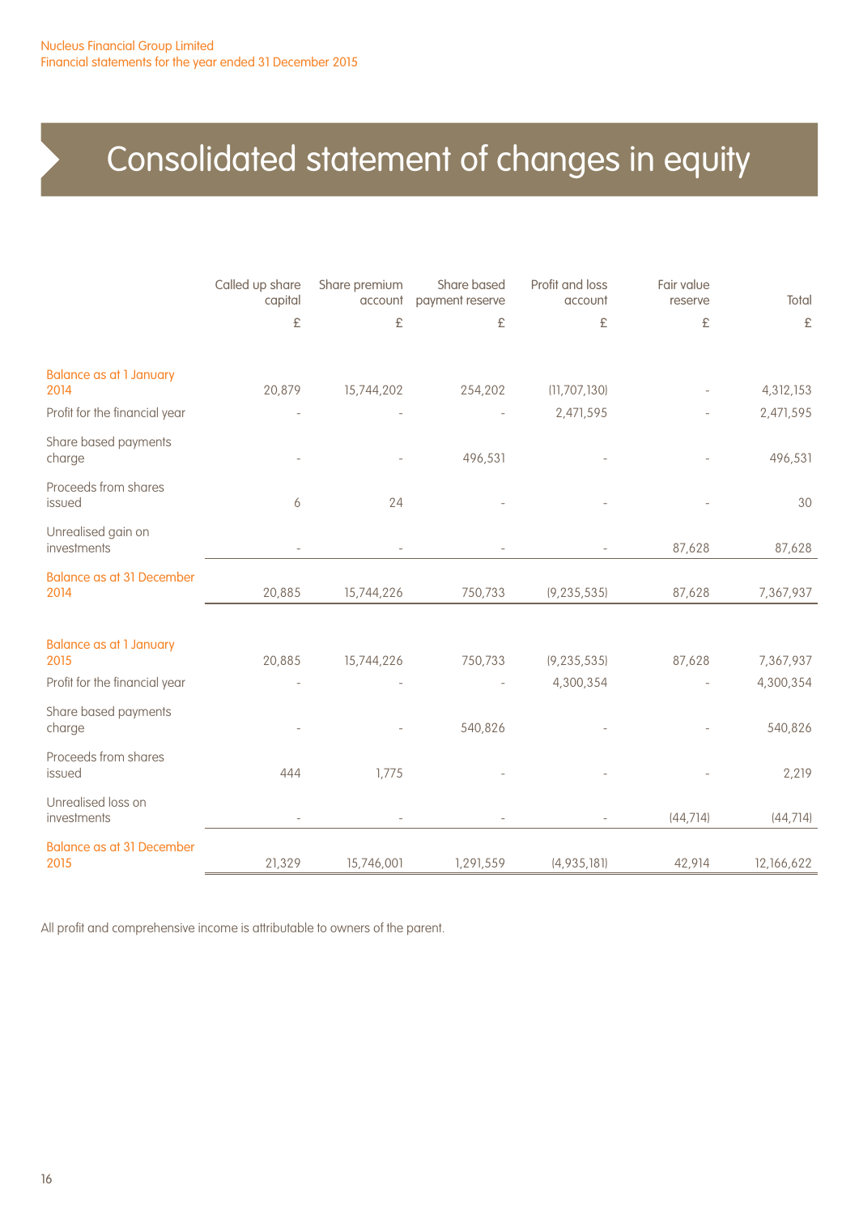# Consolidated statement of changes in equity

| | Called up share capital | Share premium account | Share based payment reserve | Profit and loss account | Fair value reserve | Total |
|---|---|---|---|---|---|---|
| | £ | £ | £ | £ | £ | £ |
| Balance as at 1 January 2014 | 20,879 | 15,744,202 | 254,202 | (11,707,130) | - | 4,312,153 |
| Profit for the financial year | - | - | - | 2,471,595 | - | 2,471,595 |
| Share based payments charge | - | - | 496,531 | - | - | 496,531 |
| Proceeds from shares issued | 6 | 24 | - | - | - | 30 |
| Unrealised gain on investments | - | - | - | - | 87,628 | 87,628 |
| Balance as at 31 December 2014 | 20,885 | 15,744,226 | 750,733 | (9,235,535) | 87,628 | 7,367,937 |
| | | | | | | |
| Balance as at 1 January 2015 | 20,885 | 15,744,226 | 750,733 | (9,235,535) | 87,628 | 7,367,937 |
| Profit for the financial year | - | - | - | 4,300,354 | - | 4,300,354 |
| Share based payments charge | - | - | 540,826 | - | - | 540,826 |
| Proceeds from shares issued | 444 | 1,775 | - | - | - | 2,219 |
| Unrealised loss on investments | - | - | - | - | (44,714) | (44,714) |
| Balance as at 31 December 2015 | 21,329 | 15,746,001 | 1,291,559 | (4,935,181) | 42,914 | 12,166,622 |

All profit and comprehensive income is attributable to owners of the parent.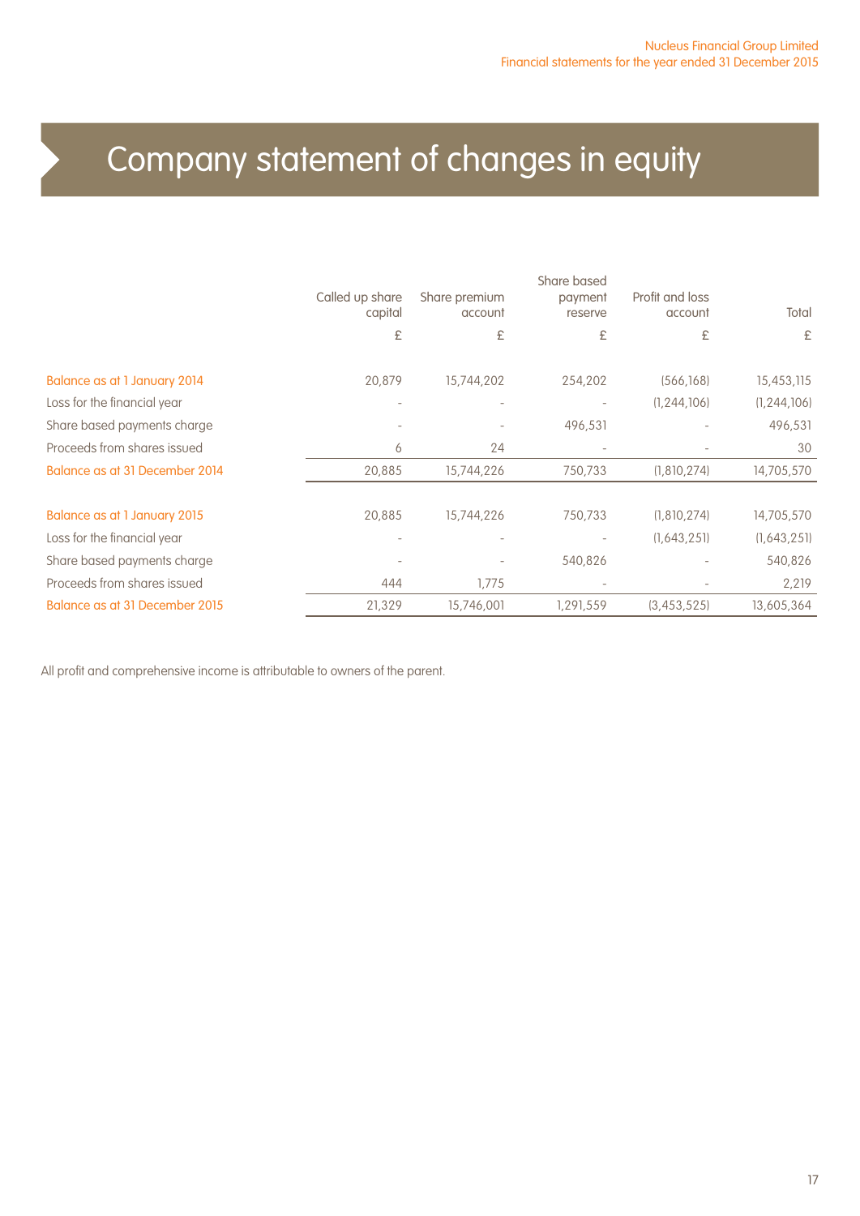# Company statement of changes in equity

| | Called up share capital | Share premium account | Share based payment reserve | Profit and loss account | Total |
|---|---|---|---|---|---|
| | £ | £ | £ | £ | £ |
| Balance as at 1 January 2014 | 20,879 | 15,744,202 | 254,202 | (566,168) | 15,453,115 |
| Loss for the financial year | - | - | - | (1,244,106) | (1,244,106) |
| Share based payments charge | - | - | 496,531 | - | 496,531 |
| Proceeds from shares issued | 6 | 24 | - | - | 30 |
| Balance as at 31 December 2014 | 20,885 | 15,744,226 | 750,733 | (1,810,274) | 14,705,570 |
| | | | | | |
| Balance as at 1 January 2015 | 20,885 | 15,744,226 | 750,733 | (1,810,274) | 14,705,570 |
| Loss for the financial year | - | - | - | (1,643,251) | (1,643,251) |
| Share based payments charge | - | - | 540,826 | - | 540,826 |
| Proceeds from shares issued | 444 | 1,775 | - | - | 2,219 |
| Balance as at 31 December 2015 | 21,329 | 15,746,001 | 1,291,559 | (3,453,525) | 13,605,364 |

All profit and comprehensive income is attributable to owners of the parent.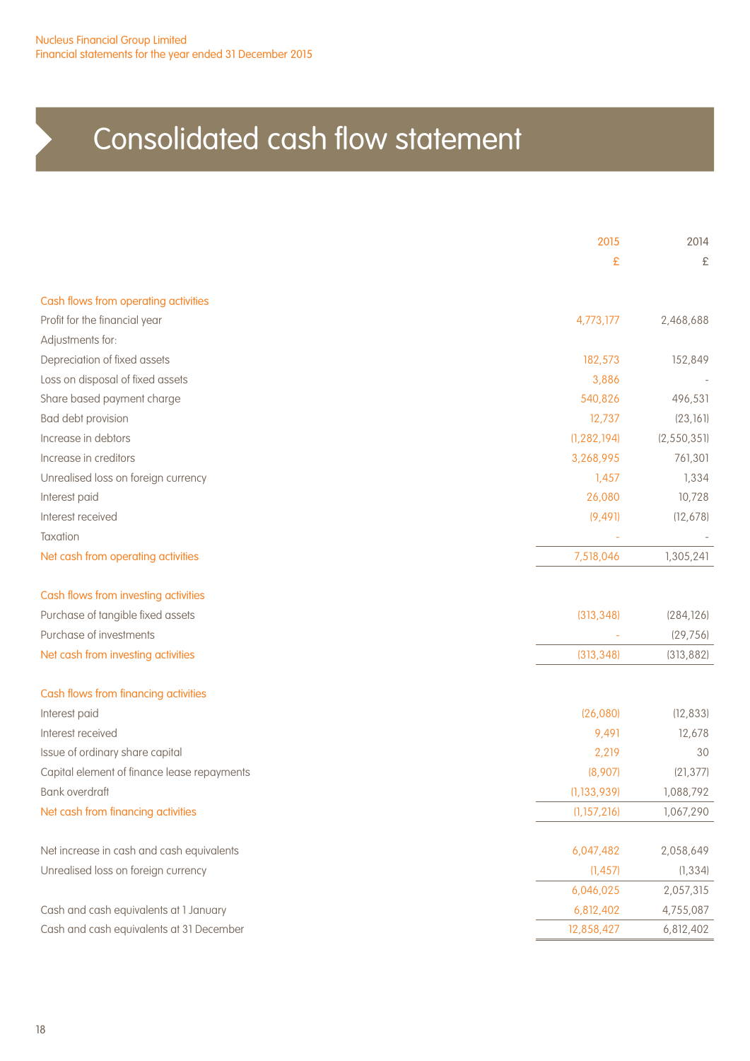# Consolidated cash flow statement

| | 2015 | 2014 |
|---|---|---|
| | £ | £ |
| **Cash flows from operating activities** | | |
| Profit for the financial year | 4,773,177 | 2,468,688 |
| Adjustments for: | | |
| Depreciation of fixed assets | 182,573 | 152,849 |
| Loss on disposal of fixed assets | 3,886 | - |
| Share based payment charge | 540,826 | 496,531 |
| Bad debt provision | 12,737 | (23,161) |
| Increase in debtors | (1,282,194) | (2,550,351) |
| Increase in creditors | 3,268,995 | 761,301 |
| Unrealised loss on foreign currency | 1,457 | 1,334 |
| Interest paid | 26,080 | 10,728 |
| Interest received | (9,491) | (12,678) |
| Taxation | - | - |
| **Net cash from operating activities** | 7,518,046 | 1,305,241 |
| **Cash flows from investing activities** | | |
| Purchase of tangible fixed assets | (313,348) | (284,126) |
| Purchase of investments | - | (29,756) |
| **Net cash from investing activities** | (313,348) | (313,882) |
| **Cash flows from financing activities** | | |
| Interest paid | (26,080) | (12,833) |
| Interest received | 9,491 | 12,678 |
| Issue of ordinary share capital | 2,219 | 30 |
| Capital element of finance lease repayments | (8,907) | (21,377) |
| Bank overdraft | (1,133,939) | 1,088,792 |
| **Net cash from financing activities** | (1,157,216) | 1,067,290 |
| Net increase in cash and cash equivalents | 6,047,482 | 2,058,649 |
| Unrealised loss on foreign currency | (1,457) | (1,334) |
| | 6,046,025 | 2,057,315 |
| Cash and cash equivalents at 1 January | 6,812,402 | 4,755,087 |
| Cash and cash equivalents at 31 December | 12,858,427 | 6,812,402 |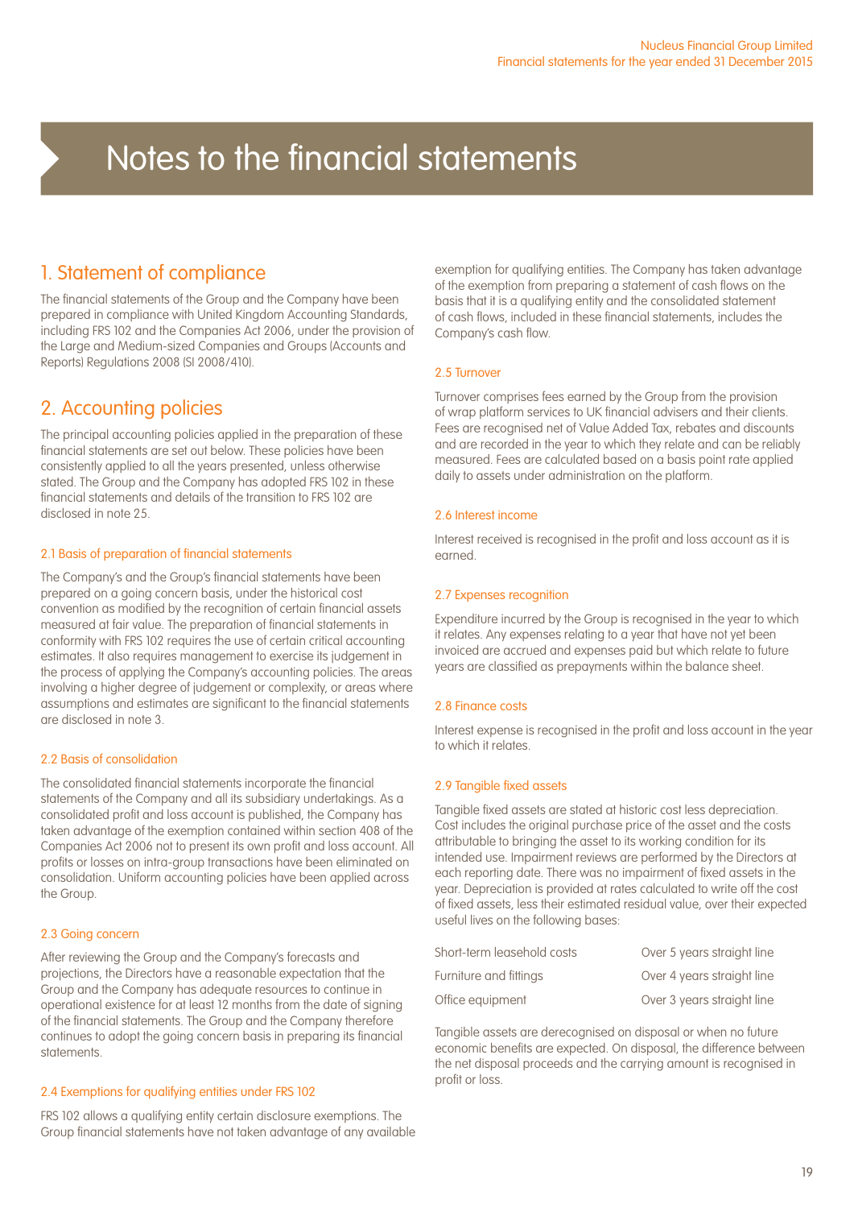# Notes to the financial statements

## 1. Statement of compliance

The financial statements of the Group and the Company have been prepared in compliance with United Kingdom Accounting Standards, including FRS 102 and the Companies Act 2006, under the provision of the Large and Medium-sized Companies and Groups (Accounts and Reports) Regulations 2008 (SI 2008/410).

## 2. Accounting policies

The principal accounting policies applied in the preparation of these financial statements are set out below. These policies have been consistently applied to all the years presented, unless otherwise stated. The Group and the Company has adopted FRS 102 in these financial statements and details of the transition to FRS 102 are disclosed in note 25.

### 2.1 Basis of preparation of financial statements

The Company's and the Group's financial statements have been prepared on a going concern basis, under the historical cost convention as modified by the recognition of certain financial assets measured at fair value. The preparation of financial statements in conformity with FRS 102 requires the use of certain critical accounting estimates. It also requires management to exercise its judgement in the process of applying the Company's accounting policies. The areas involving a higher degree of judgement or complexity, or areas where assumptions and estimates are significant to the financial statements are disclosed in note 3.

### 2.2 Basis of consolidation

The consolidated financial statements incorporate the financial statements of the Company and all its subsidiary undertakings. As a consolidated profit and loss account is published, the Company has taken advantage of the exemption contained within section 408 of the Companies Act 2006 not to present its own profit and loss account. All profits or losses on intra-group transactions have been eliminated on consolidation. Uniform accounting policies have been applied across the Group.

### 2.3 Going concern

After reviewing the Group and the Company's forecasts and projections, the Directors have a reasonable expectation that the Group and the Company has adequate resources to continue in operational existence for at least 12 months from the date of signing of the financial statements. The Group and the Company therefore continues to adopt the going concern basis in preparing its financial statements.

### 2.4 Exemptions for qualifying entities under FRS 102

FRS 102 allows a qualifying entity certain disclosure exemptions. The Group financial statements have not taken advantage of any available exemption for qualifying entities. The Company has taken advantage of the exemption from preparing a statement of cash flows on the basis that it is a qualifying entity and the consolidated statement of cash flows, included in these financial statements, includes the Company's cash flow.

### 2.5 Turnover

Turnover comprises fees earned by the Group from the provision of wrap platform services to UK financial advisers and their clients. Fees are recognised net of Value Added Tax, rebates and discounts and are recorded in the year to which they relate and can be reliably measured. Fees are calculated based on a basis point rate applied daily to assets under administration on the platform.

### 2.6 Interest income

Interest received is recognised in the profit and loss account as it is earned.

### 2.7 Expenses recognition

Expenditure incurred by the Group is recognised in the year to which it relates. Any expenses relating to a year that have not yet been invoiced are accrued and expenses paid but which relate to future years are classified as prepayments within the balance sheet.

### 2.8 Finance costs

Interest expense is recognised in the profit and loss account in the year to which it relates.

### 2.9 Tangible fixed assets

Tangible fixed assets are stated at historic cost less depreciation. Cost includes the original purchase price of the asset and the costs attributable to bringing the asset to its working condition for its intended use. Impairment reviews are performed by the Directors at each reporting date. There was no impairment of fixed assets in the year. Depreciation is provided at rates calculated to write off the cost of fixed assets, less their estimated residual value, over their expected useful lives on the following bases:

| | |
|---|---|
| Short-term leasehold costs | Over 5 years straight line |
| Furniture and fittings | Over 4 years straight line |
| Office equipment | Over 3 years straight line |

Tangible assets are derecognised on disposal or when no future economic benefits are expected. On disposal, the difference between the net disposal proceeds and the carrying amount is recognised in profit or loss.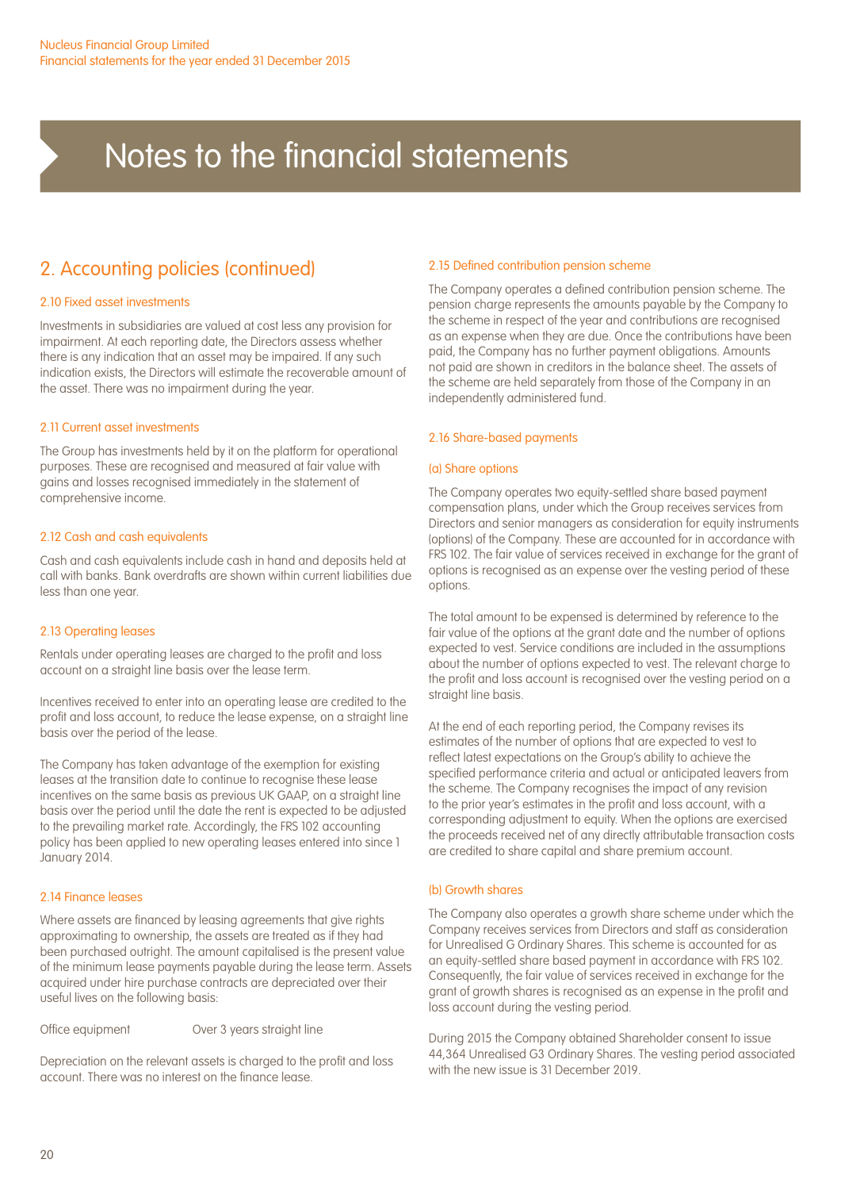# Notes to the financial statements

## 2. Accounting policies (continued)

### 2.10 Fixed asset investments

Investments in subsidiaries are valued at cost less any provision for impairment. At each reporting date, the Directors assess whether there is any indication that an asset may be impaired. If any such indication exists, the Directors will estimate the recoverable amount of the asset. There was no impairment during the year.

### 2.11 Current asset investments

The Group has investments held by it on the platform for operational purposes. These are recognised and measured at fair value with gains and losses recognised immediately in the statement of comprehensive income.

### 2.12 Cash and cash equivalents

Cash and cash equivalents include cash in hand and deposits held at call with banks. Bank overdrafts are shown within current liabilities due less than one year.

### 2.13 Operating leases

Rentals under operating leases are charged to the profit and loss account on a straight line basis over the lease term.

Incentives received to enter into an operating lease are credited to the profit and loss account, to reduce the lease expense, on a straight line basis over the period of the lease.

The Company has taken advantage of the exemption for existing leases at the transition date to continue to recognise these lease incentives on the same basis as previous UK GAAP, on a straight line basis over the period until the date the rent is expected to be adjusted to the prevailing market rate. Accordingly, the FRS 102 accounting policy has been applied to new operating leases entered into since 1 January 2014.

### 2.14 Finance leases

Where assets are financed by leasing agreements that give rights approximating to ownership, the assets are treated as if they had been purchased outright. The amount capitalised is the present value of the minimum lease payments payable during the lease term. Assets acquired under hire purchase contracts are depreciated over their useful lives on the following basis:

| | |
|---|---|
| Office equipment | Over 3 years straight line |

Depreciation on the relevant assets is charged to the profit and loss account. There was no interest on the finance lease.

### 2.15 Defined contribution pension scheme

The Company operates a defined contribution pension scheme. The pension charge represents the amounts payable by the Company to the scheme in respect of the year and contributions are recognised as an expense when they are due. Once the contributions have been paid, the Company has no further payment obligations. Amounts not paid are shown in creditors in the balance sheet. The assets of the scheme are held separately from those of the Company in an independently administered fund.

### 2.16 Share-based payments

#### (a) Share options

The Company operates two equity-settled share based payment compensation plans, under which the Group receives services from Directors and senior managers as consideration for equity instruments (options) of the Company. These are accounted for in accordance with FRS 102. The fair value of services received in exchange for the grant of options is recognised as an expense over the vesting period of these options.

The total amount to be expensed is determined by reference to the fair value of the options at the grant date and the number of options expected to vest. Service conditions are included in the assumptions about the number of options expected to vest. The relevant charge to the profit and loss account is recognised over the vesting period on a straight line basis.

At the end of each reporting period, the Company revises its estimates of the number of options that are expected to vest to reflect latest expectations on the Group's ability to achieve the specified performance criteria and actual or anticipated leavers from the scheme. The Company recognises the impact of any revision to the prior year's estimates in the profit and loss account, with a corresponding adjustment to equity. When the options are exercised the proceeds received net of any directly attributable transaction costs are credited to share capital and share premium account.

#### (b) Growth shares

The Company also operates a growth share scheme under which the Company receives services from Directors and staff as consideration for Unrealised G Ordinary Shares. This scheme is accounted for as an equity-settled share based payment in accordance with FRS 102. Consequently, the fair value of services received in exchange for the grant of growth shares is recognised as an expense in the profit and loss account during the vesting period.

During 2015 the Company obtained Shareholder consent to issue 44,364 Unrealised G3 Ordinary Shares. The vesting period associated with the new issue is 31 December 2019.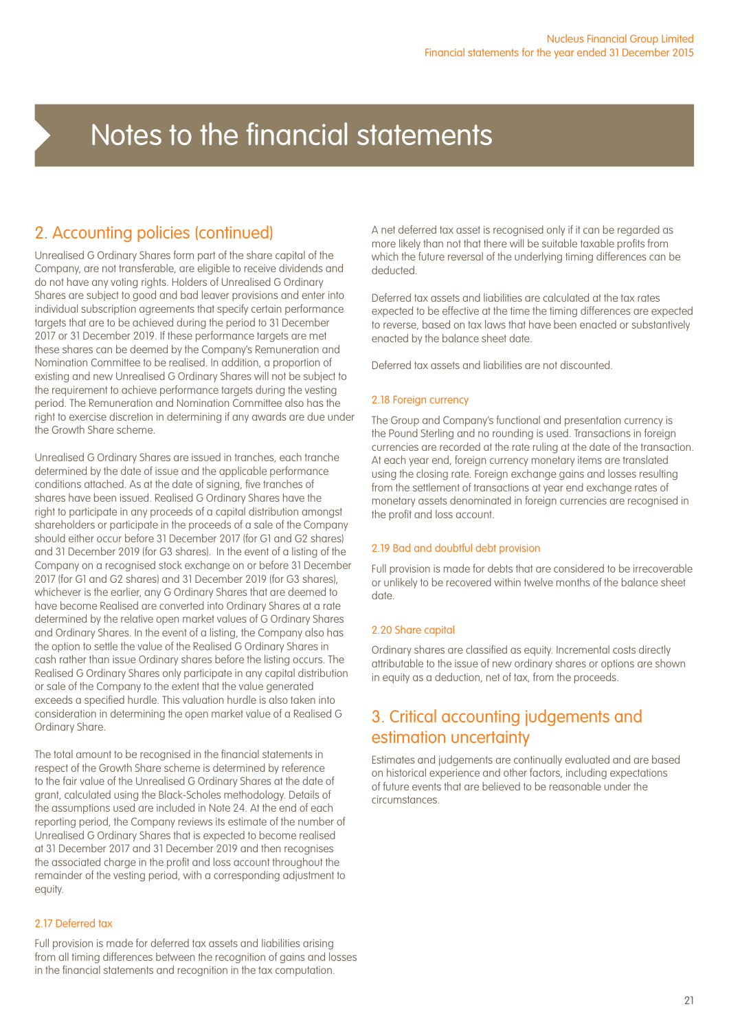# Notes to the financial statements

## 2. Accounting policies (continued)

Unrealised G Ordinary Shares form part of the share capital of the Company, are not transferable, are eligible to receive dividends and do not have any voting rights. Holders of Unrealised G Ordinary Shares are subject to good and bad leaver provisions and enter into individual subscription agreements that specify certain performance targets that are to be achieved during the period to 31 December 2017 or 31 December 2019. If these performance targets are met these shares can be deemed by the Company's Remuneration and Nomination Committee to be realised. In addition, a proportion of existing and new Unrealised G Ordinary Shares will not be subject to the requirement to achieve performance targets during the vesting period. The Remuneration and Nomination Committee also has the right to exercise discretion in determining if any awards are due under the Growth Share scheme.

Unrealised G Ordinary Shares are issued in tranches, each tranche determined by the date of issue and the applicable performance conditions attached. As at the date of signing, five tranches of shares have been issued. Realised G Ordinary Shares have the right to participate in any proceeds of a capital distribution amongst shareholders or participate in the proceeds of a sale of the Company should either occur before 31 December 2017 (for G1 and G2 shares) and 31 December 2019 (for G3 shares). In the event of a listing of the Company on a recognised stock exchange on or before 31 December 2017 (for G1 and G2 shares) and 31 December 2019 (for G3 shares), whichever is the earlier, any G Ordinary Shares that are deemed to have become Realised are converted into Ordinary Shares at a rate determined by the relative open market values of G Ordinary Shares and Ordinary Shares. In the event of a listing, the Company also has the option to settle the value of the Realised G Ordinary Shares in cash rather than issue Ordinary shares before the listing occurs. The Realised G Ordinary Shares only participate in any capital distribution or sale of the Company to the extent that the value generated exceeds a specified hurdle. This valuation hurdle is also taken into consideration in determining the open market value of a Realised G Ordinary Share.

The total amount to be recognised in the financial statements in respect of the Growth Share scheme is determined by reference to the fair value of the Unrealised G Ordinary Shares at the date of grant, calculated using the Black-Scholes methodology. Details of the assumptions used are included in Note 24. At the end of each reporting period, the Company reviews its estimate of the number of Unrealised G Ordinary Shares that is expected to become realised at 31 December 2017 and 31 December 2019 and then recognises the associated charge in the profit and loss account throughout the remainder of the vesting period, with a corresponding adjustment to equity.

### 2.17 Deferred tax

Full provision is made for deferred tax assets and liabilities arising from all timing differences between the recognition of gains and losses in the financial statements and recognition in the tax computation.

A net deferred tax asset is recognised only if it can be regarded as more likely than not that there will be suitable taxable profits from which the future reversal of the underlying timing differences can be deducted.

Deferred tax assets and liabilities are calculated at the tax rates expected to be effective at the time the timing differences are expected to reverse, based on tax laws that have been enacted or substantively enacted by the balance sheet date.

Deferred tax assets and liabilities are not discounted.

### 2.18 Foreign currency

The Group and Company's functional and presentation currency is the Pound Sterling and no rounding is used. Transactions in foreign currencies are recorded at the rate ruling at the date of the transaction. At each year end, foreign currency monetary items are translated using the closing rate. Foreign exchange gains and losses resulting from the settlement of transactions at year end exchange rates of monetary assets denominated in foreign currencies are recognised in the profit and loss account.

### 2.19 Bad and doubtful debt provision

Full provision is made for debts that are considered to be irrecoverable or unlikely to be recovered within twelve months of the balance sheet date.

### 2.20 Share capital

Ordinary shares are classified as equity. Incremental costs directly attributable to the issue of new ordinary shares or options are shown in equity as a deduction, net of tax, from the proceeds.

## 3. Critical accounting judgements and estimation uncertainty

Estimates and judgements are continually evaluated and are based on historical experience and other factors, including expectations of future events that are believed to be reasonable under the circumstances.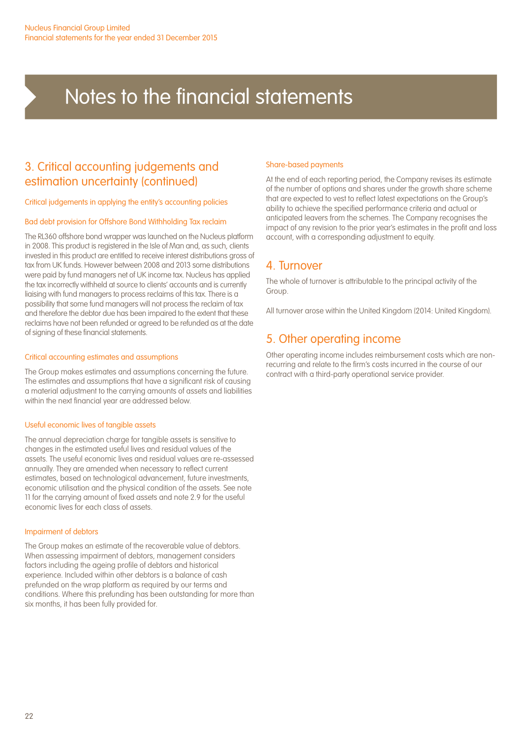# Notes to the financial statements

## 3. Critical accounting judgements and estimation uncertainty (continued)

### Critical judgements in applying the entity's accounting policies

#### Bad debt provision for Offshore Bond Withholding Tax reclaim

The RL360 offshore bond wrapper was launched on the Nucleus platform in 2008. This product is registered in the Isle of Man and, as such, clients invested in this product are entitled to receive interest distributions gross of tax from UK funds. However between 2008 and 2013 some distributions were paid by fund managers net of UK income tax. Nucleus has applied the tax incorrectly withheld at source to clients' accounts and is currently liaising with fund managers to process reclaims of this tax. There is a possibility that some fund managers will not process the reclaim of tax and therefore the debtor due has been impaired to the extent that these reclaims have not been refunded or agreed to be refunded as at the date of signing of these financial statements.

### Critical accounting estimates and assumptions

The Group makes estimates and assumptions concerning the future. The estimates and assumptions that have a significant risk of causing a material adjustment to the carrying amounts of assets and liabilities within the next financial year are addressed below.

#### Useful economic lives of tangible assets

The annual depreciation charge for tangible assets is sensitive to changes in the estimated useful lives and residual values of the assets. The useful economic lives and residual values are re-assessed annually. They are amended when necessary to reflect current estimates, based on technological advancement, future investments, economic utilisation and the physical condition of the assets. See note 11 for the carrying amount of fixed assets and note 2.9 for the useful economic lives for each class of assets.

#### Impairment of debtors

The Group makes an estimate of the recoverable value of debtors. When assessing impairment of debtors, management considers factors including the ageing profile of debtors and historical experience. Included within other debtors is a balance of cash prefunded on the wrap platform as required by our terms and conditions. Where this prefunding has been outstanding for more than six months, it has been fully provided for.

#### Share-based payments

At the end of each reporting period, the Company revises its estimate of the number of options and shares under the growth share scheme that are expected to vest to reflect latest expectations on the Group's ability to achieve the specified performance criteria and actual or anticipated leavers from the schemes. The Company recognises the impact of any revision to the prior year's estimates in the profit and loss account, with a corresponding adjustment to equity.

## 4. Turnover

The whole of turnover is attributable to the principal activity of the Group.

All turnover arose within the United Kingdom (2014: United Kingdom).

## 5. Other operating income

Other operating income includes reimbursement costs which are non-recurring and relate to the firm's costs incurred in the course of our contract with a third-party operational service provider.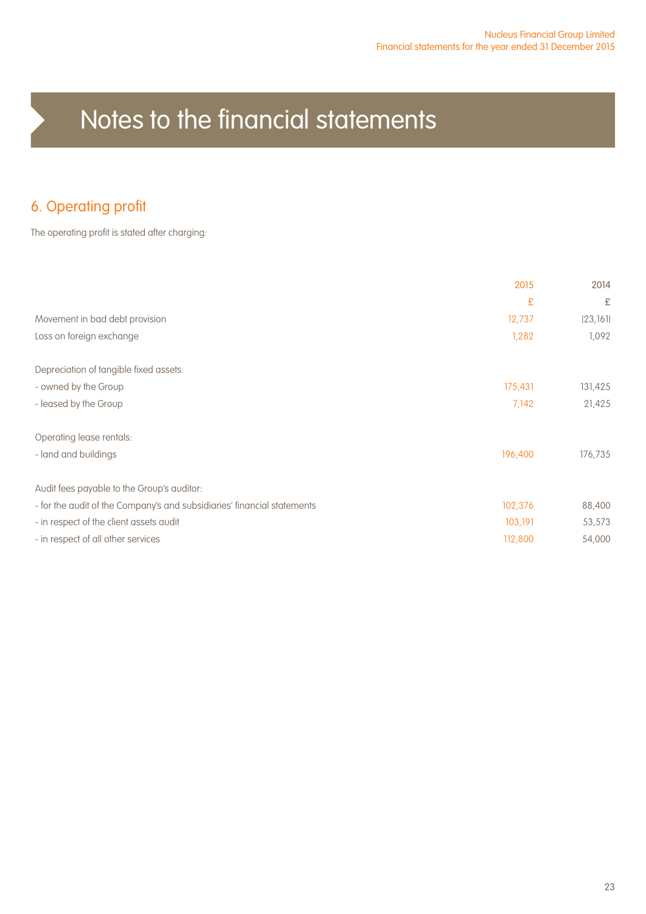# Notes to the financial statements

## 6. Operating profit

The operating profit is stated after charging:

| | 2015 | 2014 |
|---|---|---|
| | £ | £ |
| Movement in bad debt provision | 12,737 | (23,161) |
| Loss on foreign exchange | 1,282 | 1,092 |
| | | |
| Depreciation of tangible fixed assets: | | |
| - owned by the Group | 175,431 | 131,425 |
| - leased by the Group | 7,142 | 21,425 |
| | | |
| Operating lease rentals: | | |
| - land and buildings | 196,400 | 176,735 |
| | | |
| Audit fees payable to the Group's auditor: | | |
| - for the audit of the Company's and subsidiaries' financial statements | 102,376 | 88,400 |
| - in respect of the client assets audit | 103,191 | 53,573 |
| - in respect of all other services | 112,800 | 54,000 |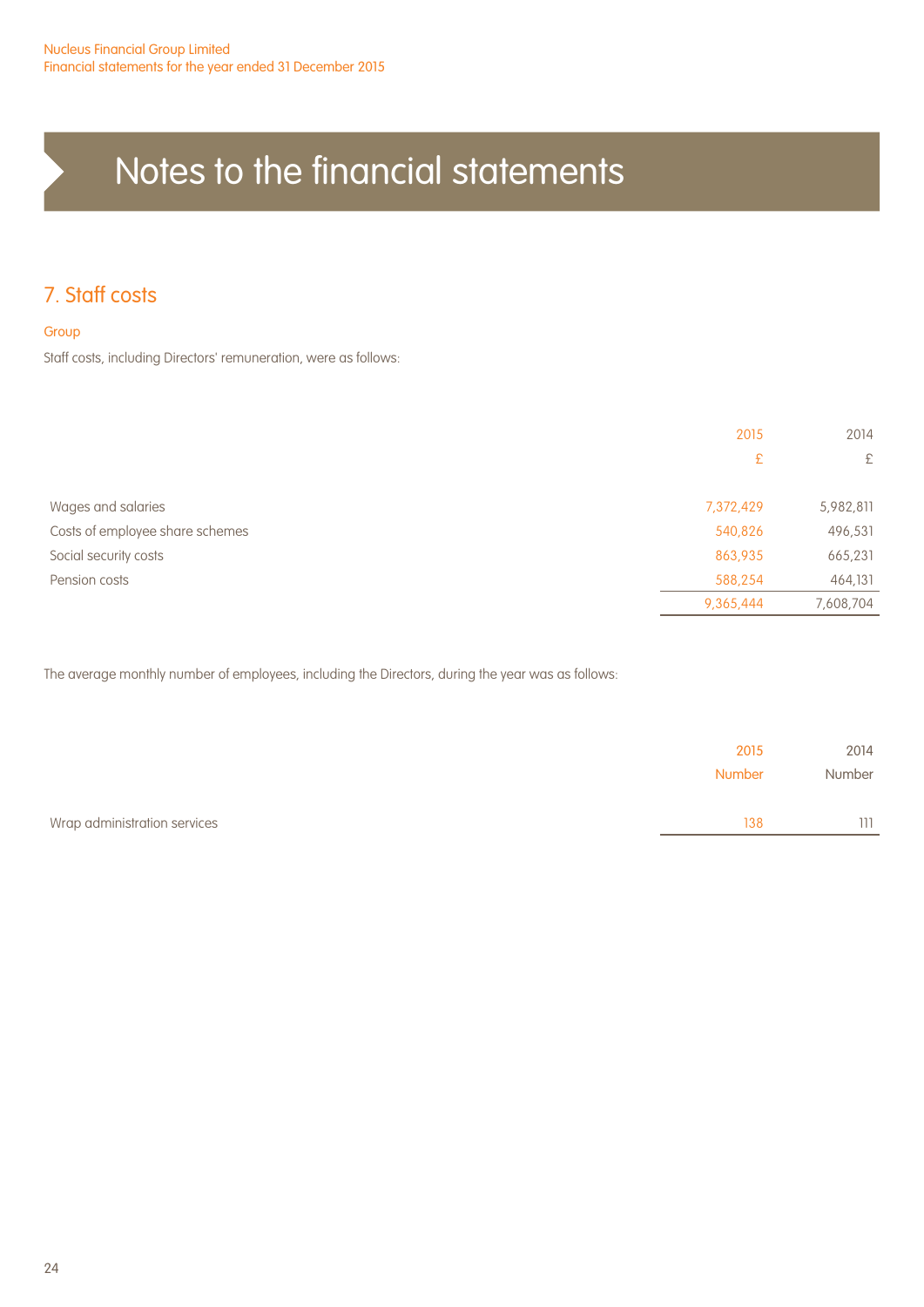# Notes to the financial statements

## 7. Staff costs

### Group

Staff costs, including Directors' remuneration, were as follows:

| | 2015 | 2014 |
|---|---|---|
| | £ | £ |
| Wages and salaries | 7,372,429 | 5,982,811 |
| Costs of employee share schemes | 540,826 | 496,531 |
| Social security costs | 863,935 | 665,231 |
| Pension costs | 588,254 | 464,131 |
| | 9,365,444 | 7,608,704 |

The average monthly number of employees, including the Directors, during the year was as follows:

| | 2015 | 2014 |
|---|---|---|
| | Number | Number |
| Wrap administration services | 138 | 111 |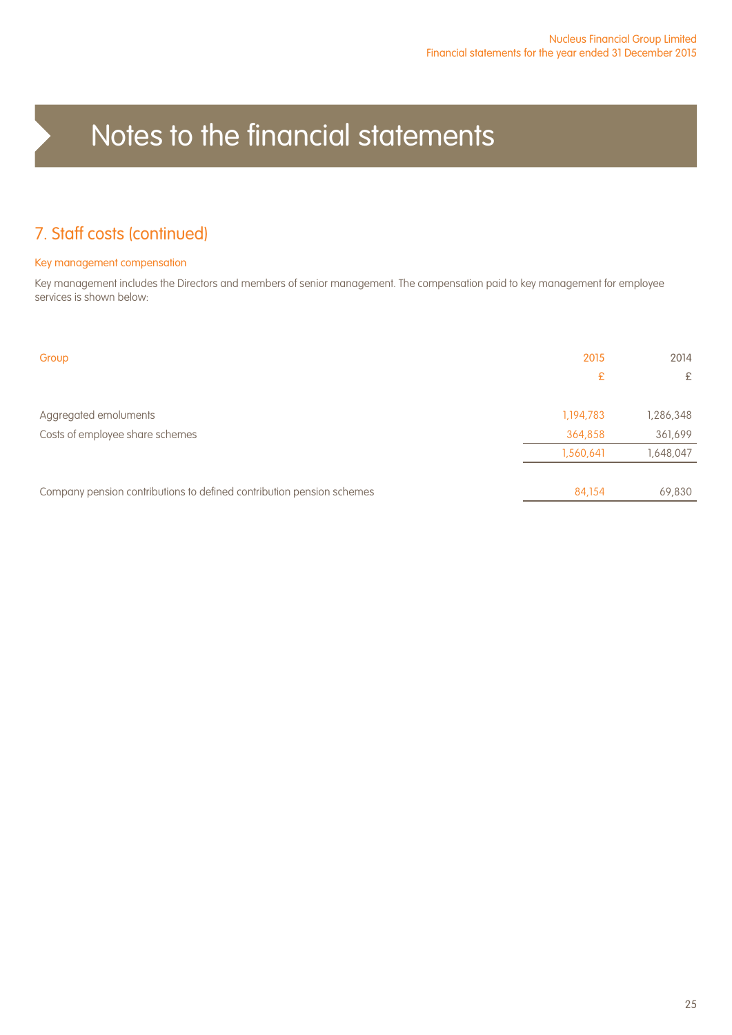# Notes to the financial statements

## 7. Staff costs (continued)

### Key management compensation

Key management includes the Directors and members of senior management. The compensation paid to key management for employee services is shown below:

| Group | 2015 | 2014 |
|---|---|---|
| | £ | £ |
| Aggregated emoluments | 1,194,783 | 1,286,348 |
| Costs of employee share schemes | 364,858 | 361,699 |
| | 1,560,641 | 1,648,047 |
| Company pension contributions to defined contribution pension schemes | 84,154 | 69,830 |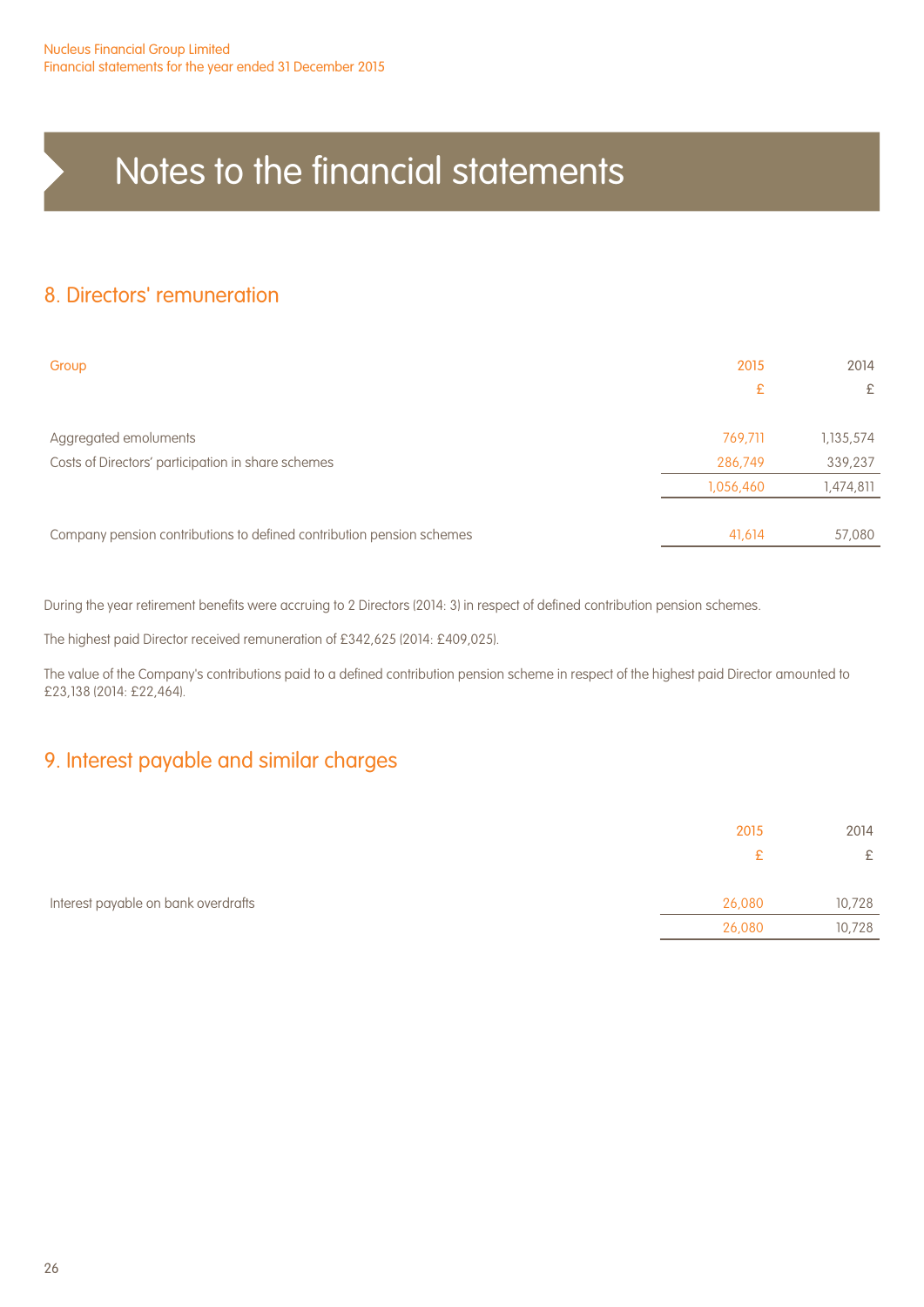# Notes to the financial statements

## 8. Directors' remuneration

| Group | 2015 | 2014 |
|---|---|---|
| | £ | £ |
| Aggregated emoluments | 769,711 | 1,135,574 |
| Costs of Directors' participation in share schemes | 286,749 | 339,237 |
| | 1,056,460 | 1,474,811 |
| Company pension contributions to defined contribution pension schemes | 41,614 | 57,080 |

During the year retirement benefits were accruing to 2 Directors (2014: 3) in respect of defined contribution pension schemes.

The highest paid Director received remuneration of £342,625 (2014: £409,025).

The value of the Company's contributions paid to a defined contribution pension scheme in respect of the highest paid Director amounted to £23,138 (2014: £22,464).

## 9. Interest payable and similar charges

| | 2015 | 2014 |
|---|---|---|
| | £ | £ |
| Interest payable on bank overdrafts | 26,080 | 10,728 |
| | 26,080 | 10,728 |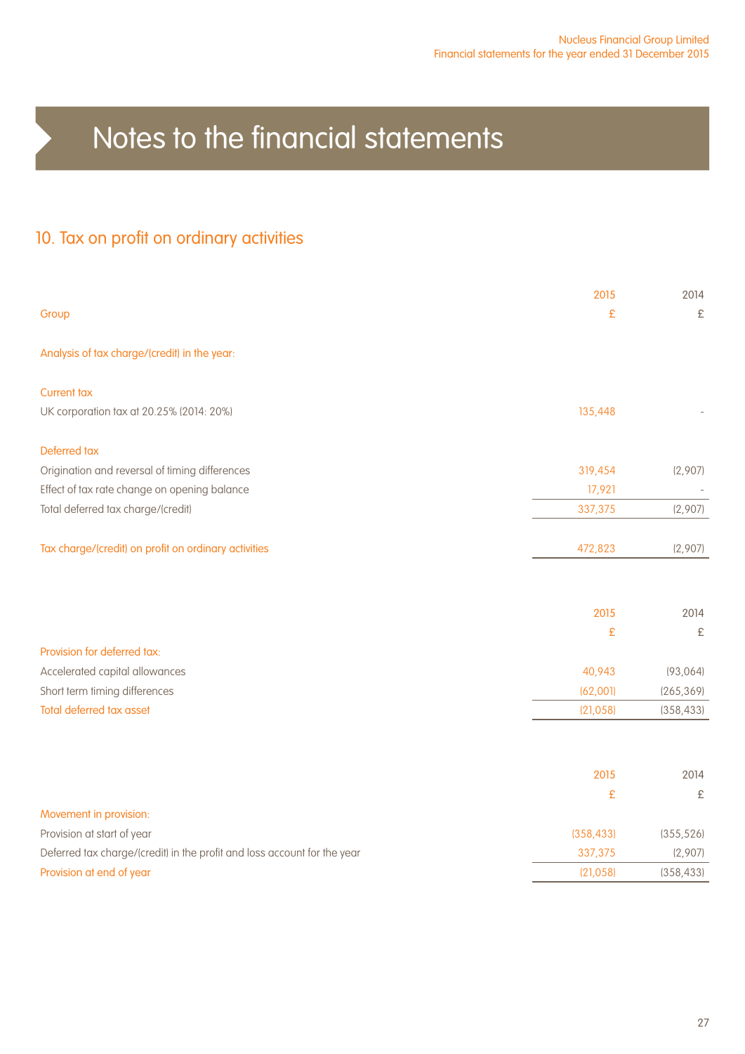# Notes to the financial statements

## 10. Tax on profit on ordinary activities

| Group | 2015 £ | 2014 £ |
|---|---|---|
| Analysis of tax charge/(credit) in the year: | | |
| **Current tax** | | |
| UK corporation tax at 20.25% (2014: 20%) | 135,448 | - |
| **Deferred tax** | | |
| Origination and reversal of timing differences | 319,454 | (2,907) |
| Effect of tax rate change on opening balance | 17,921 | - |
| Total deferred tax charge/(credit) | 337,375 | (2,907) |
| **Tax charge/(credit) on profit on ordinary activities** | 472,823 | (2,907) |

| | 2015 £ | 2014 £ |
|---|---|---|
| Provision for deferred tax: | | |
| Accelerated capital allowances | 40,943 | (93,064) |
| Short term timing differences | (62,001) | (265,369) |
| **Total deferred tax asset** | (21,058) | (358,433) |

| | 2015 £ | 2014 £ |
|---|---|---|
| Movement in provision: | | |
| Provision at start of year | (358,433) | (355,526) |
| Deferred tax charge/(credit) in the profit and loss account for the year | 337,375 | (2,907) |
| **Provision at end of year** | (21,058) | (358,433) |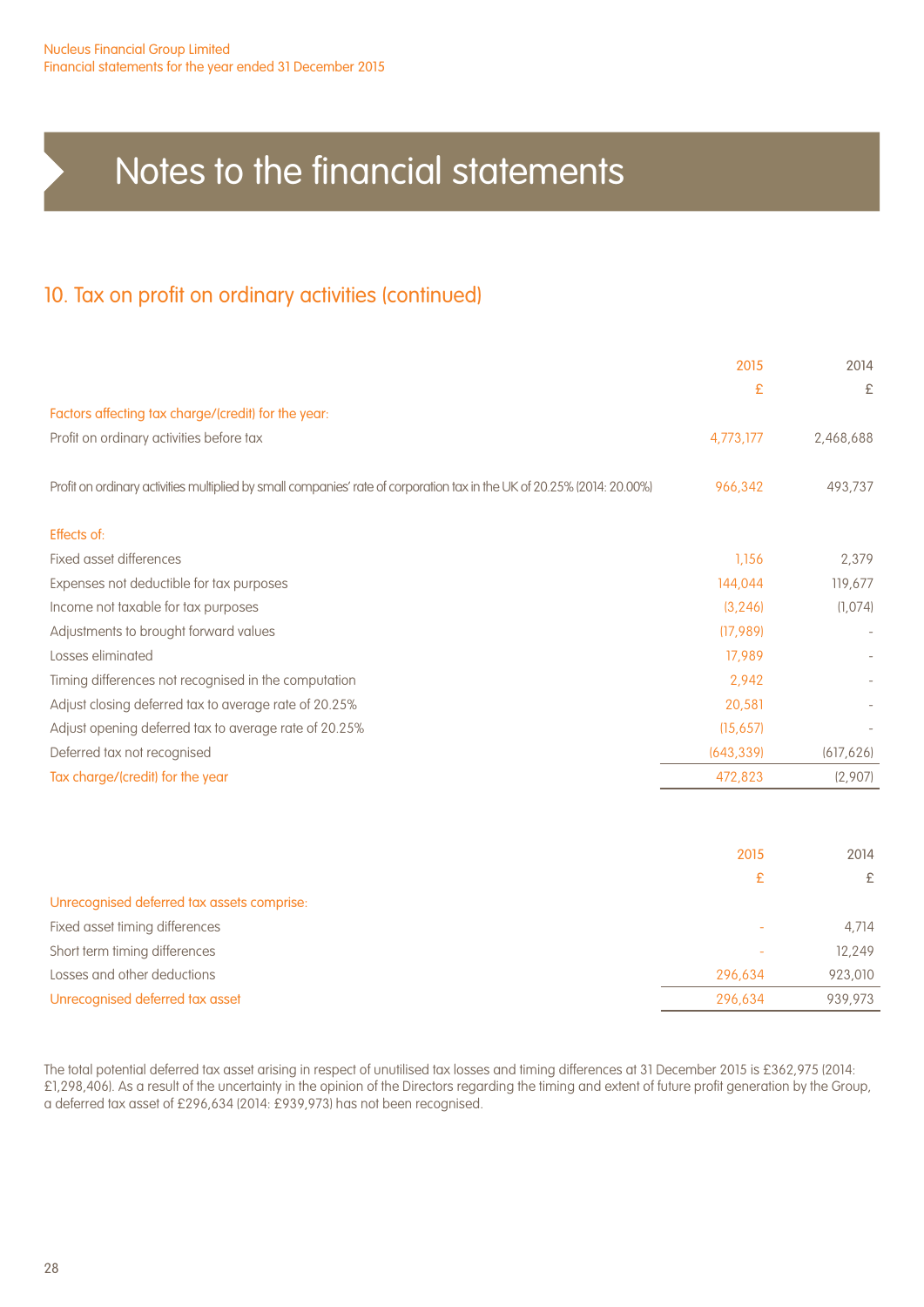# Notes to the financial statements

## 10. Tax on profit on ordinary activities (continued)

| | 2015 | 2014 |
|---|---|---|
| | £ | £ |
| Factors affecting tax charge/(credit) for the year: | | |
| Profit on ordinary activities before tax | 4,773,177 | 2,468,688 |
| Profit on ordinary activities multiplied by small companies' rate of corporation tax in the UK of 20.25% (2014: 20.00%) | 966,342 | 493,737 |
| Effects of: | | |
| Fixed asset differences | 1,156 | 2,379 |
| Expenses not deductible for tax purposes | 144,044 | 119,677 |
| Income not taxable for tax purposes | (3,246) | (1,074) |
| Adjustments to brought forward values | (17,989) | - |
| Losses eliminated | 17,989 | - |
| Timing differences not recognised in the computation | 2,942 | - |
| Adjust closing deferred tax to average rate of 20.25% | 20,581 | - |
| Adjust opening deferred tax to average rate of 20.25% | (15,657) | - |
| Deferred tax not recognised | (643,339) | (617,626) |
| Tax charge/(credit) for the year | 472,823 | (2,907) |

| | 2015 | 2014 |
|---|---|---|
| | £ | £ |
| Unrecognised deferred tax assets comprise: | | |
| Fixed asset timing differences | - | 4,714 |
| Short term timing differences | - | 12,249 |
| Losses and other deductions | 296,634 | 923,010 |
| Unrecognised deferred tax asset | 296,634 | 939,973 |

The total potential deferred tax asset arising in respect of unutilised tax losses and timing differences at 31 December 2015 is £362,975 (2014: £1,298,406). As a result of the uncertainty in the opinion of the Directors regarding the timing and extent of future profit generation by the Group, a deferred tax asset of £296,634 (2014: £939,973) has not been recognised.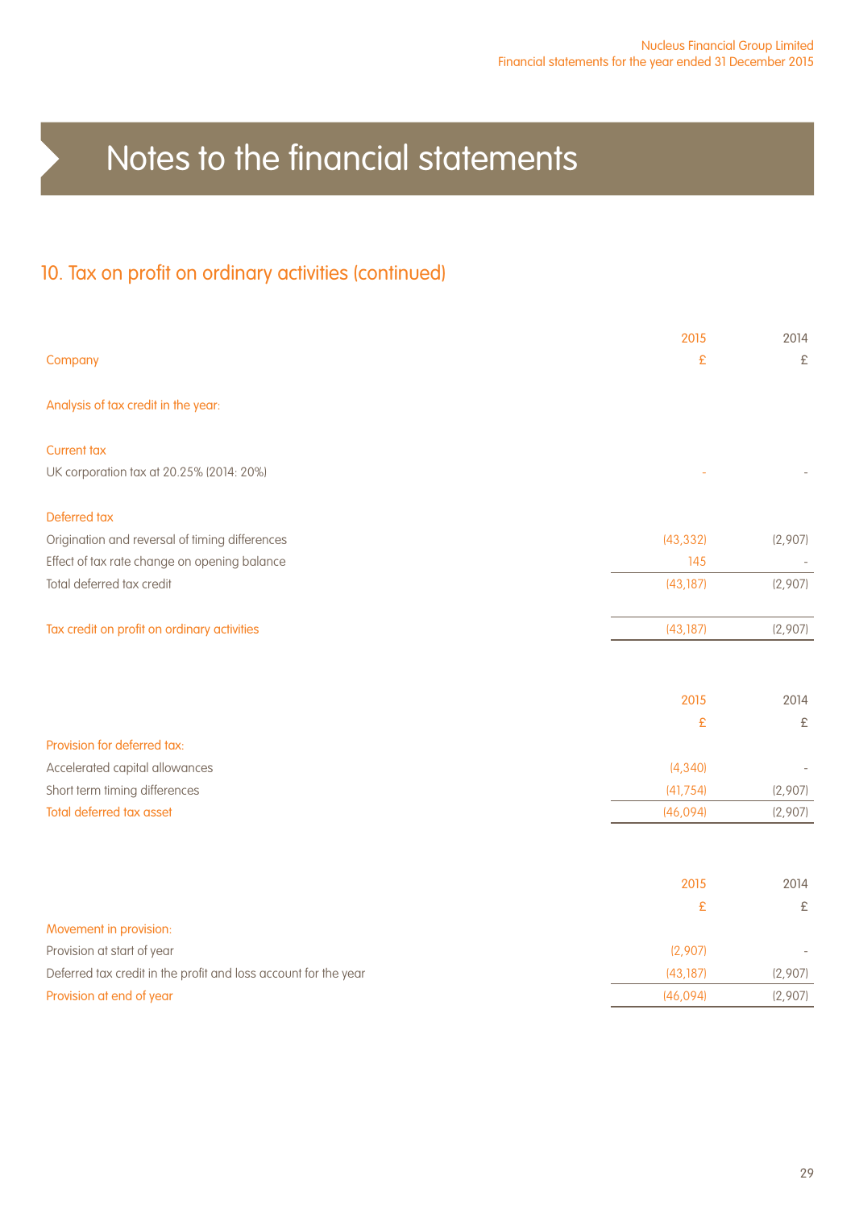# Notes to the financial statements

## 10. Tax on profit on ordinary activities (continued)

| Company | 2015<br>£ | 2014<br>£ |
|---|---|---|
| **Analysis of tax credit in the year:** | | |
| **Current tax** | | |
| UK corporation tax at 20.25% (2014: 20%) | - | - |
| **Deferred tax** | | |
| Origination and reversal of timing differences | (43,332) | (2,907) |
| Effect of tax rate change on opening balance | 145 | - |
| Total deferred tax credit | (43,187) | (2,907) |
| **Tax credit on profit on ordinary activities** | (43,187) | (2,907) |

| | 2015<br>£ | 2014<br>£ |
|---|---|---|
| **Provision for deferred tax:** | | |
| Accelerated capital allowances | (4,340) | - |
| Short term timing differences | (41,754) | (2,907) |
| **Total deferred tax asset** | (46,094) | (2,907) |

| | 2015<br>£ | 2014<br>£ |
|---|---|---|
| **Movement in provision:** | | |
| Provision at start of year | (2,907) | - |
| Deferred tax credit in the profit and loss account for the year | (43,187) | (2,907) |
| **Provision at end of year** | (46,094) | (2,907) |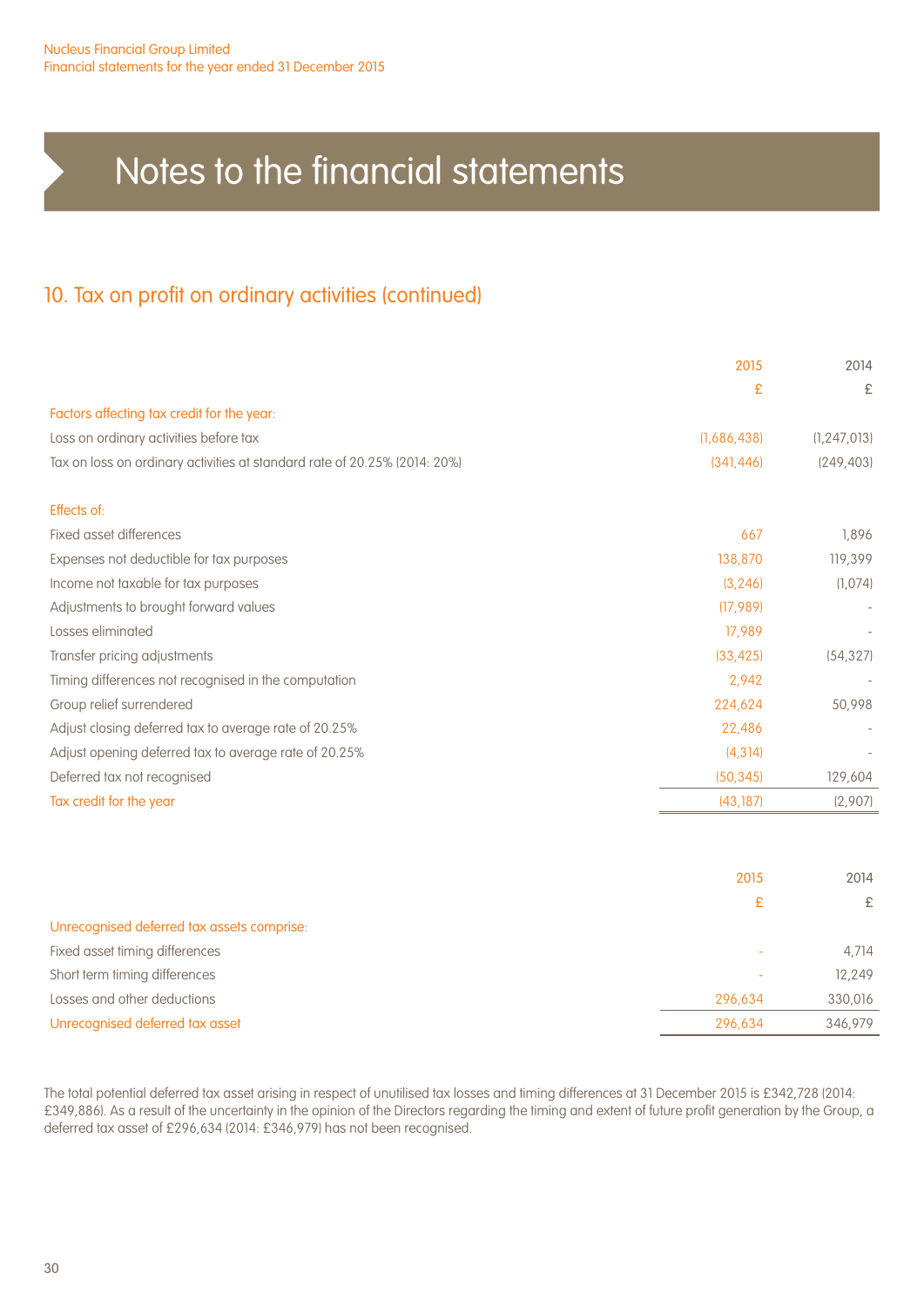# Notes to the financial statements

## 10. Tax on profit on ordinary activities (continued)

| | 2015 | 2014 |
|---|---|---|
| | £ | £ |
| **Factors affecting tax credit for the year:** | | |
| Loss on ordinary activities before tax | (1,686,438) | (1,247,013) |
| Tax on loss on ordinary activities at standard rate of 20.25% (2014: 20%) | (341,446) | (249,403) |
| | | |
| **Effects of:** | | |
| Fixed asset differences | 667 | 1,896 |
| Expenses not deductible for tax purposes | 138,870 | 119,399 |
| Income not taxable for tax purposes | (3,246) | (1,074) |
| Adjustments to brought forward values | (17,989) | - |
| Losses eliminated | 17,989 | - |
| Transfer pricing adjustments | (33,425) | (54,327) |
| Timing differences not recognised in the computation | 2,942 | - |
| Group relief surrendered | 224,624 | 50,998 |
| Adjust closing deferred tax to average rate of 20.25% | 22,486 | - |
| Adjust opening deferred tax to average rate of 20.25% | (4,314) | - |
| Deferred tax not recognised | (50,345) | 129,604 |
| **Tax credit for the year** | (43,187) | (2,907) |

| | 2015 | 2014 |
|---|---|---|
| | £ | £ |
| **Unrecognised deferred tax assets comprise:** | | |
| Fixed asset timing differences | - | 4,714 |
| Short term timing differences | - | 12,249 |
| Losses and other deductions | 296,634 | 330,016 |
| **Unrecognised deferred tax asset** | 296,634 | 346,979 |

The total potential deferred tax asset arising in respect of unutilised tax losses and timing differences at 31 December 2015 is £342,728 (2014: £349,886). As a result of the uncertainty in the opinion of the Directors regarding the timing and extent of future profit generation by the Group, a deferred tax asset of £296,634 (2014: £346,979) has not been recognised.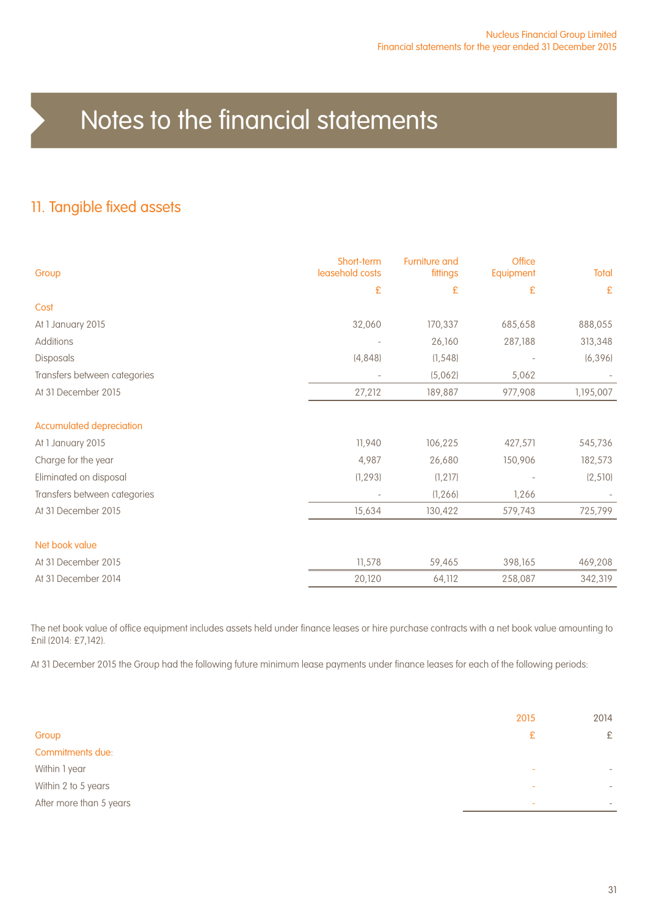# Notes to the financial statements

## 11. Tangible fixed assets

| Group | Short-term leasehold costs | Furniture and fittings | Office Equipment | Total |
|---|---|---|---|---|
| | £ | £ | £ | £ |
| **Cost** | | | | |
| At 1 January 2015 | 32,060 | 170,337 | 685,658 | 888,055 |
| Additions | - | 26,160 | 287,188 | 313,348 |
| Disposals | (4,848) | (1,548) | - | (6,396) |
| Transfers between categories | - | (5,062) | 5,062 | - |
| At 31 December 2015 | 27,212 | 189,887 | 977,908 | 1,195,007 |
| **Accumulated depreciation** | | | | |
| At 1 January 2015 | 11,940 | 106,225 | 427,571 | 545,736 |
| Charge for the year | 4,987 | 26,680 | 150,906 | 182,573 |
| Eliminated on disposal | (1,293) | (1,217) | - | (2,510) |
| Transfers between categories | - | (1,266) | 1,266 | - |
| At 31 December 2015 | 15,634 | 130,422 | 579,743 | 725,799 |
| **Net book value** | | | | |
| At 31 December 2015 | 11,578 | 59,465 | 398,165 | 469,208 |
| At 31 December 2014 | 20,120 | 64,112 | 258,087 | 342,319 |

The net book value of office equipment includes assets held under finance leases or hire purchase contracts with a net book value amounting to £nil (2014: £7,142).

At 31 December 2015 the Group had the following future minimum lease payments under finance leases for each of the following periods:

| Group | 2015 | 2014 |
|---|---|---|
| | £ | £ |
| **Commitments due:** | | |
| Within 1 year | - | - |
| Within 2 to 5 years | - | - |
| After more than 5 years | - | - |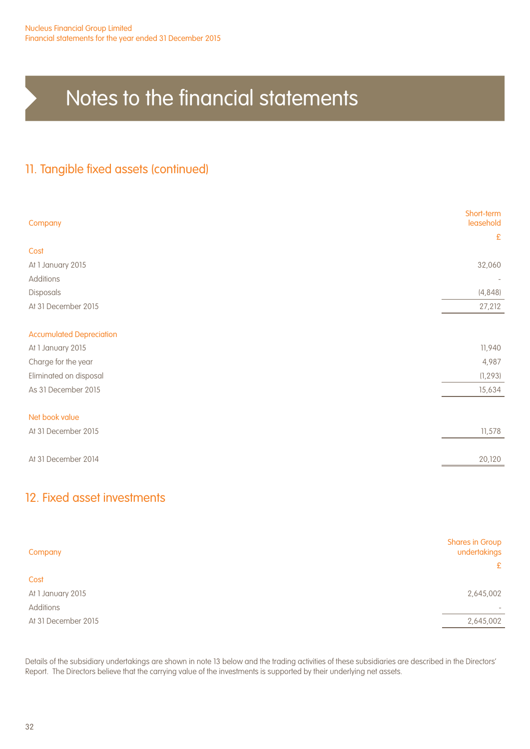# Notes to the financial statements

## 11. Tangible fixed assets (continued)

| Company | Short-term leasehold |
|---|---|
| | £ |
| **Cost** | |
| At 1 January 2015 | 32,060 |
| Additions | - |
| Disposals | (4,848) |
| At 31 December 2015 | 27,212 |
| **Accumulated Depreciation** | |
| At 1 January 2015 | 11,940 |
| Charge for the year | 4,987 |
| Eliminated on disposal | (1,293) |
| As 31 December 2015 | 15,634 |
| **Net book value** | |
| At 31 December 2015 | 11,578 |
| At 31 December 2014 | 20,120 |

## 12. Fixed asset investments

| Company | Shares in Group undertakings |
|---|---|
| | £ |
| **Cost** | |
| At 1 January 2015 | 2,645,002 |
| Additions | - |
| At 31 December 2015 | 2,645,002 |

Details of the subsidiary undertakings are shown in note 13 below and the trading activities of these subsidiaries are described in the Directors' Report. The Directors believe that the carrying value of the investments is supported by their underlying net assets.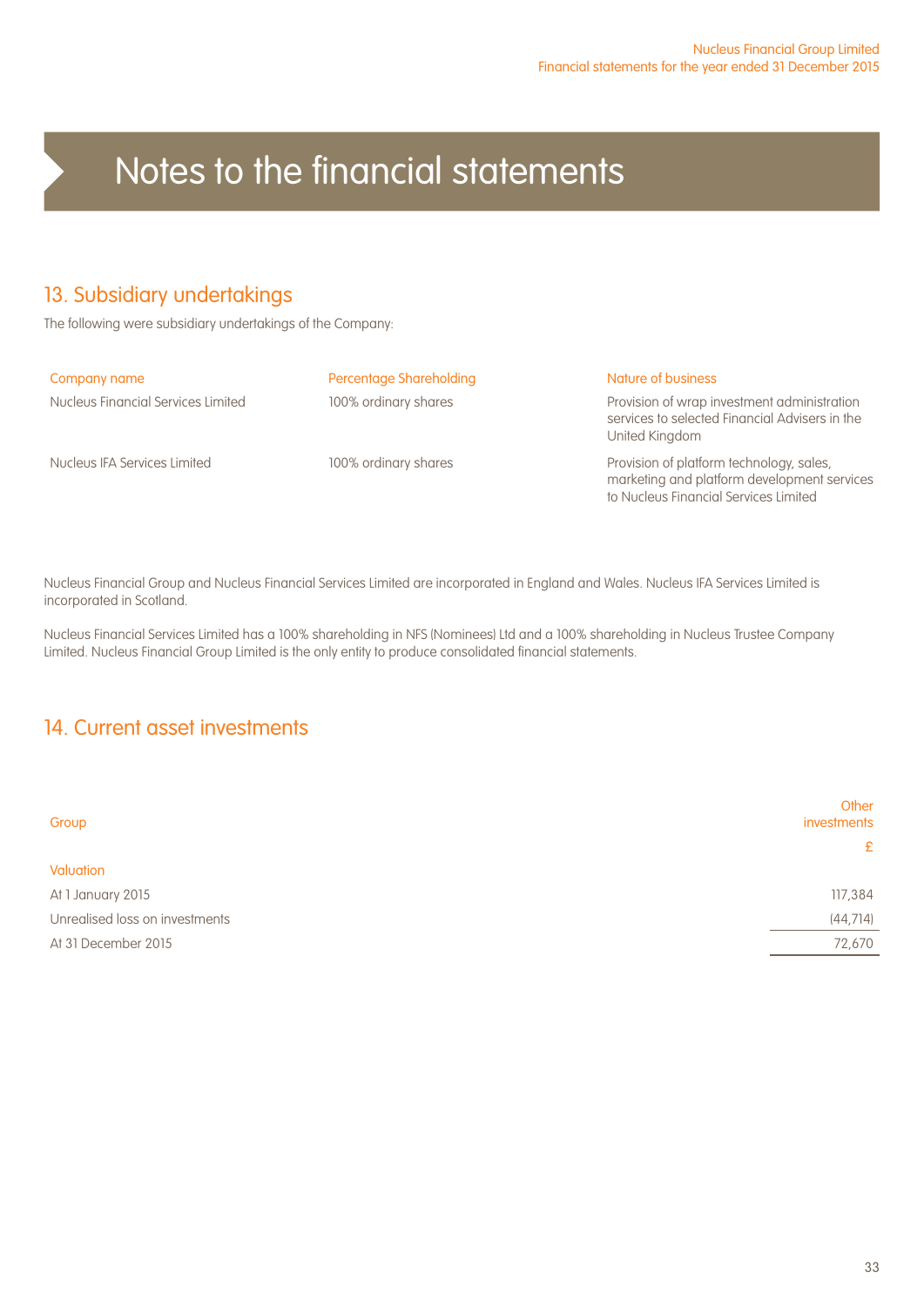# Notes to the financial statements

## 13. Subsidiary undertakings

The following were subsidiary undertakings of the Company:

| Company name | Percentage Shareholding | Nature of business |
|---|---|---|
| Nucleus Financial Services Limited | 100% ordinary shares | Provision of wrap investment administration services to selected Financial Advisers in the United Kingdom |
| Nucleus IFA Services Limited | 100% ordinary shares | Provision of platform technology, sales, marketing and platform development services to Nucleus Financial Services Limited |

Nucleus Financial Group and Nucleus Financial Services Limited are incorporated in England and Wales. Nucleus IFA Services Limited is incorporated in Scotland.

Nucleus Financial Services Limited has a 100% shareholding in NFS (Nominees) Ltd and a 100% shareholding in Nucleus Trustee Company Limited. Nucleus Financial Group Limited is the only entity to produce consolidated financial statements.

## 14. Current asset investments

| Group | Other investments |
|---|---|
| | £ |
| **Valuation** | |
| At 1 January 2015 | 117,384 |
| Unrealised loss on investments | (44,714) |
| At 31 December 2015 | 72,670 |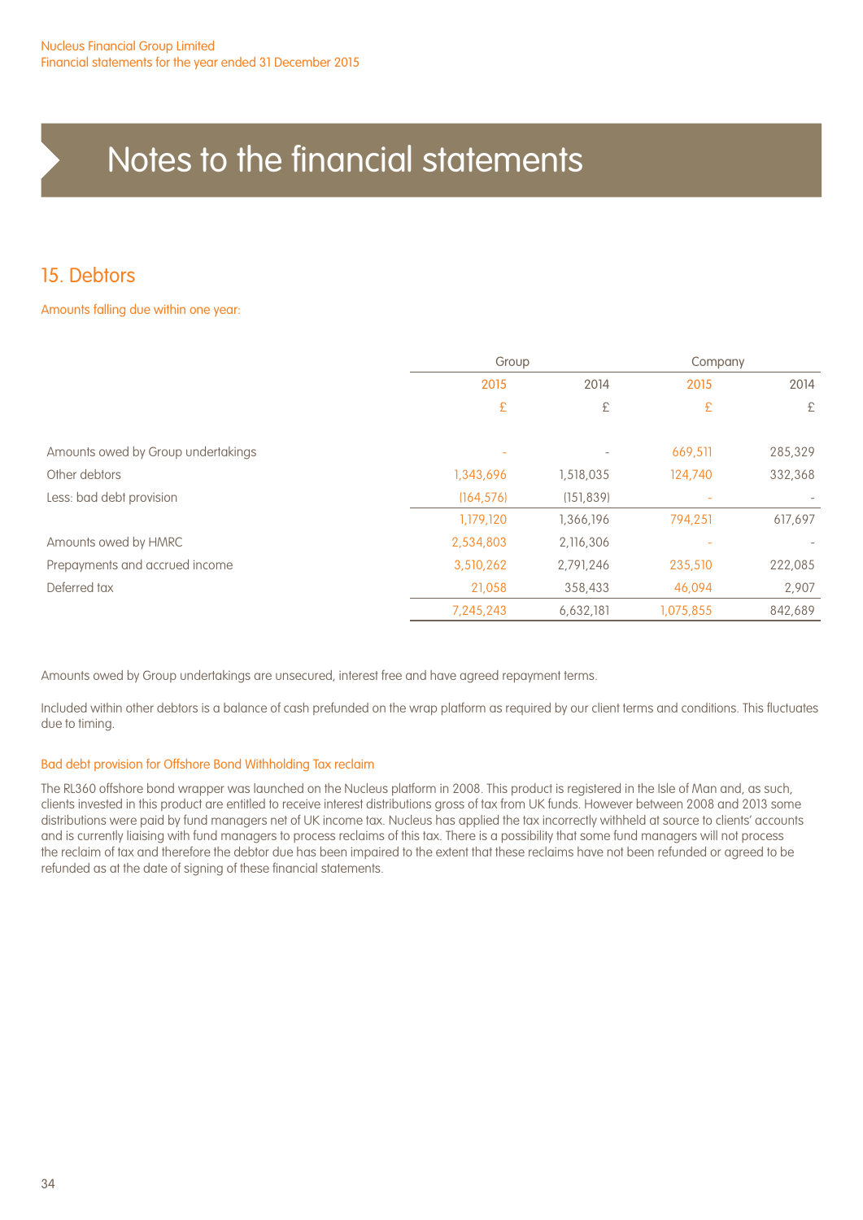# Notes to the financial statements

## 15. Debtors

Amounts falling due within one year:

| | Group | | Company | |
|---|---|---|---|---|
| | 2015 | 2014 | 2015 | 2014 |
| | £ | £ | £ | £ |
| Amounts owed by Group undertakings | - | - | 669,511 | 285,329 |
| Other debtors | 1,343,696 | 1,518,035 | 124,740 | 332,368 |
| Less: bad debt provision | (164,576) | (151,839) | - | - |
| | 1,179,120 | 1,366,196 | 794,251 | 617,697 |
| Amounts owed by HMRC | 2,534,803 | 2,116,306 | - | - |
| Prepayments and accrued income | 3,510,262 | 2,791,246 | 235,510 | 222,085 |
| Deferred tax | 21,058 | 358,433 | 46,094 | 2,907 |
| | 7,245,243 | 6,632,181 | 1,075,855 | 842,689 |

Amounts owed by Group undertakings are unsecured, interest free and have agreed repayment terms.

Included within other debtors is a balance of cash prefunded on the wrap platform as required by our client terms and conditions. This fluctuates due to timing.

### Bad debt provision for Offshore Bond Withholding Tax reclaim

The RL360 offshore bond wrapper was launched on the Nucleus platform in 2008. This product is registered in the Isle of Man and, as such, clients invested in this product are entitled to receive interest distributions gross of tax from UK funds. However between 2008 and 2013 some distributions were paid by fund managers net of UK income tax. Nucleus has applied the tax incorrectly withheld at source to clients' accounts and is currently liaising with fund managers to process reclaims of this tax. There is a possibility that some fund managers will not process the reclaim of tax and therefore the debtor due has been impaired to the extent that these reclaims have not been refunded or agreed to be refunded as at the date of signing of these financial statements.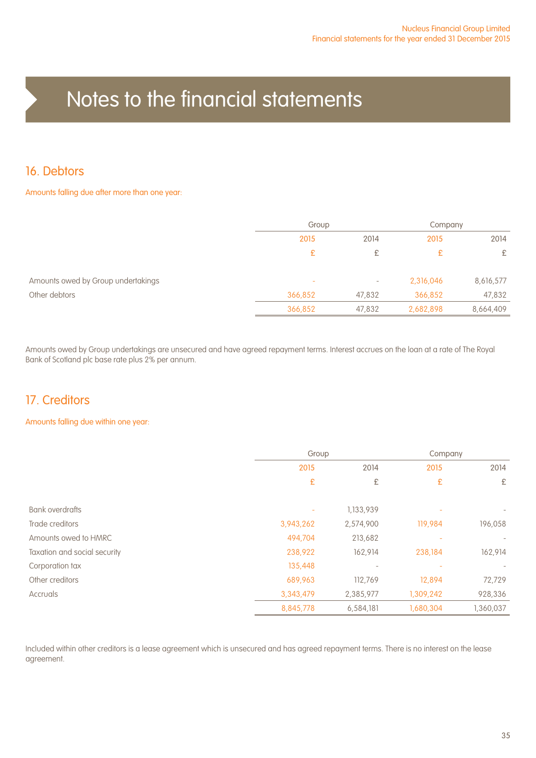# Notes to the financial statements

## 16. Debtors

Amounts falling due after more than one year:

| | Group | | Company | |
|---|---|---|---|---|
| | 2015 | 2014 | 2015 | 2014 |
| | £ | £ | £ | £ |
| Amounts owed by Group undertakings | - | - | 2,316,046 | 8,616,577 |
| Other debtors | 366,852 | 47,832 | 366,852 | 47,832 |
| | 366,852 | 47,832 | 2,682,898 | 8,664,409 |

Amounts owed by Group undertakings are unsecured and have agreed repayment terms. Interest accrues on the loan at a rate of The Royal Bank of Scotland plc base rate plus 2% per annum.

## 17. Creditors

Amounts falling due within one year:

| | Group | | Company | |
|---|---|---|---|---|
| | 2015 | 2014 | 2015 | 2014 |
| | £ | £ | £ | £ |
| Bank overdrafts | - | 1,133,939 | - | - |
| Trade creditors | 3,943,262 | 2,574,900 | 119,984 | 196,058 |
| Amounts owed to HMRC | 494,704 | 213,682 | - | - |
| Taxation and social security | 238,922 | 162,914 | 238,184 | 162,914 |
| Corporation tax | 135,448 | - | - | - |
| Other creditors | 689,963 | 112,769 | 12,894 | 72,729 |
| Accruals | 3,343,479 | 2,385,977 | 1,309,242 | 928,336 |
| | 8,845,778 | 6,584,181 | 1,680,304 | 1,360,037 |

Included within other creditors is a lease agreement which is unsecured and has agreed repayment terms. There is no interest on the lease agreement.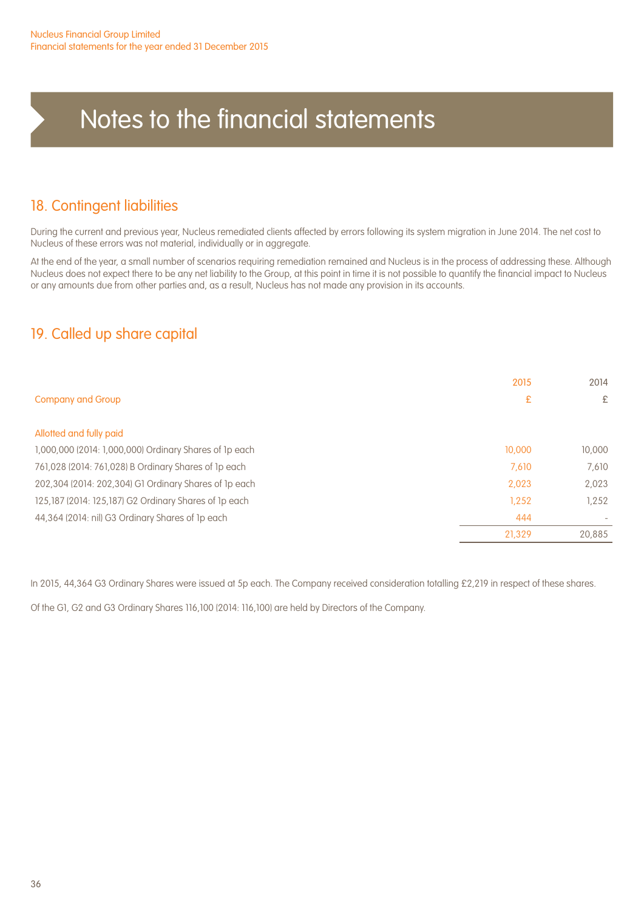# Notes to the financial statements

## 18. Contingent liabilities

During the current and previous year, Nucleus remediated clients affected by errors following its system migration in June 2014. The net cost to Nucleus of these errors was not material, individually or in aggregate.

At the end of the year, a small number of scenarios requiring remediation remained and Nucleus is in the process of addressing these. Although Nucleus does not expect there to be any net liability to the Group, at this point in time it is not possible to quantify the financial impact to Nucleus or any amounts due from other parties and, as a result, Nucleus has not made any provision in its accounts.

## 19. Called up share capital

| Company and Group | 2015 £ | 2014 £ |
|---|---|---|
| **Allotted and fully paid** | | |
| 1,000,000 (2014: 1,000,000) Ordinary Shares of 1p each | 10,000 | 10,000 |
| 761,028 (2014: 761,028) B Ordinary Shares of 1p each | 7,610 | 7,610 |
| 202,304 (2014: 202,304) G1 Ordinary Shares of 1p each | 2,023 | 2,023 |
| 125,187 (2014: 125,187) G2 Ordinary Shares of 1p each | 1,252 | 1,252 |
| 44,364 (2014: nil) G3 Ordinary Shares of 1p each | 444 | - |
| | 21,329 | 20,885 |

In 2015, 44,364 G3 Ordinary Shares were issued at 5p each. The Company received consideration totalling £2,219 in respect of these shares.

Of the G1, G2 and G3 Ordinary Shares 116,100 (2014: 116,100) are held by Directors of the Company.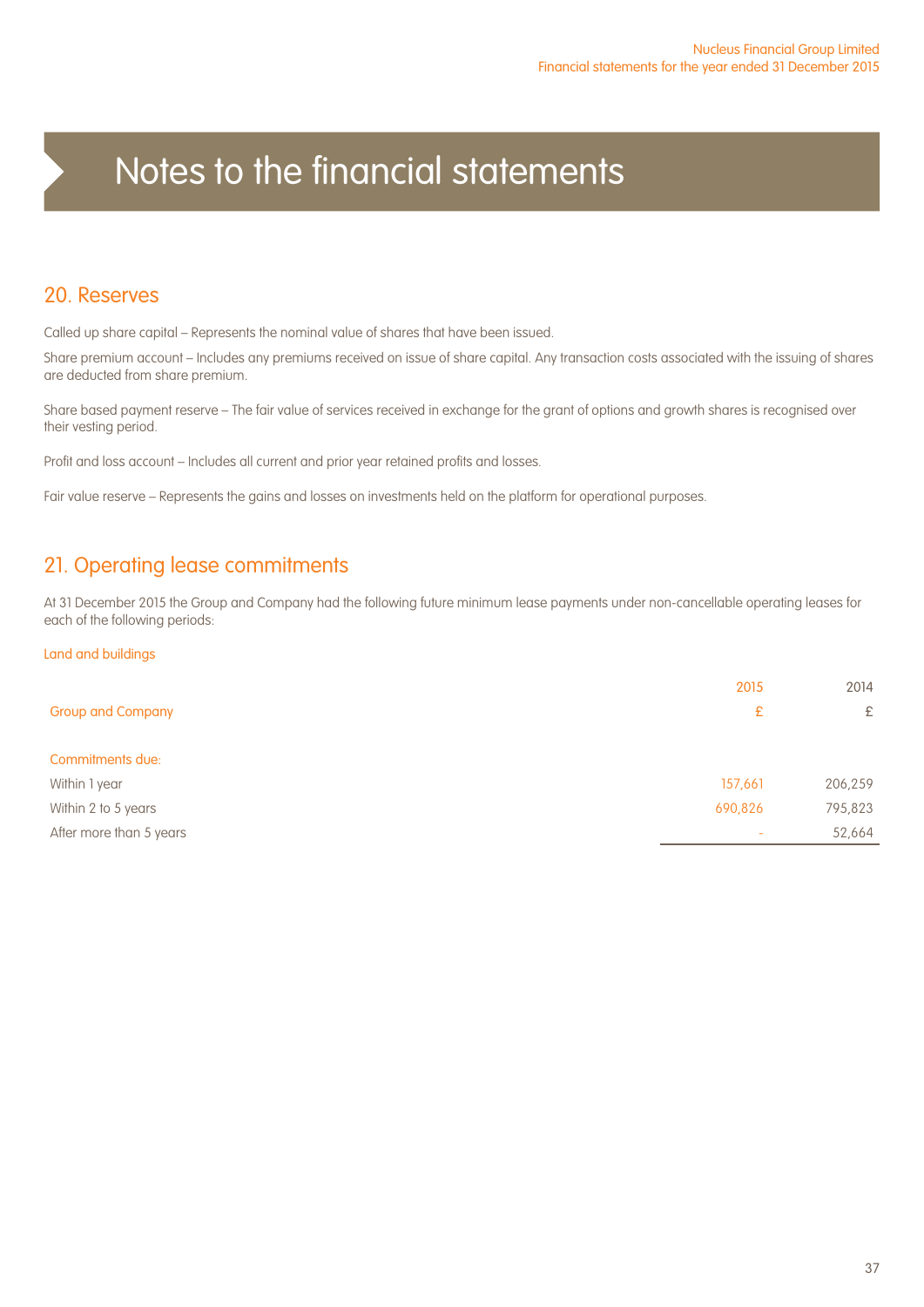# Notes to the financial statements

## 20. Reserves

Called up share capital – Represents the nominal value of shares that have been issued.

Share premium account – Includes any premiums received on issue of share capital. Any transaction costs associated with the issuing of shares are deducted from share premium.

Share based payment reserve – The fair value of services received in exchange for the grant of options and growth shares is recognised over their vesting period.

Profit and loss account – Includes all current and prior year retained profits and losses.

Fair value reserve – Represents the gains and losses on investments held on the platform for operational purposes.

## 21. Operating lease commitments

At 31 December 2015 the Group and Company had the following future minimum lease payments under non-cancellable operating leases for each of the following periods:

### Land and buildings

| Group and Company | 2015<br>£ | 2014<br>£ |
|---|---|---|
| **Commitments due:** | | |
| Within 1 year | 157,661 | 206,259 |
| Within 2 to 5 years | 690,826 | 795,823 |
| After more than 5 years | - | 52,664 |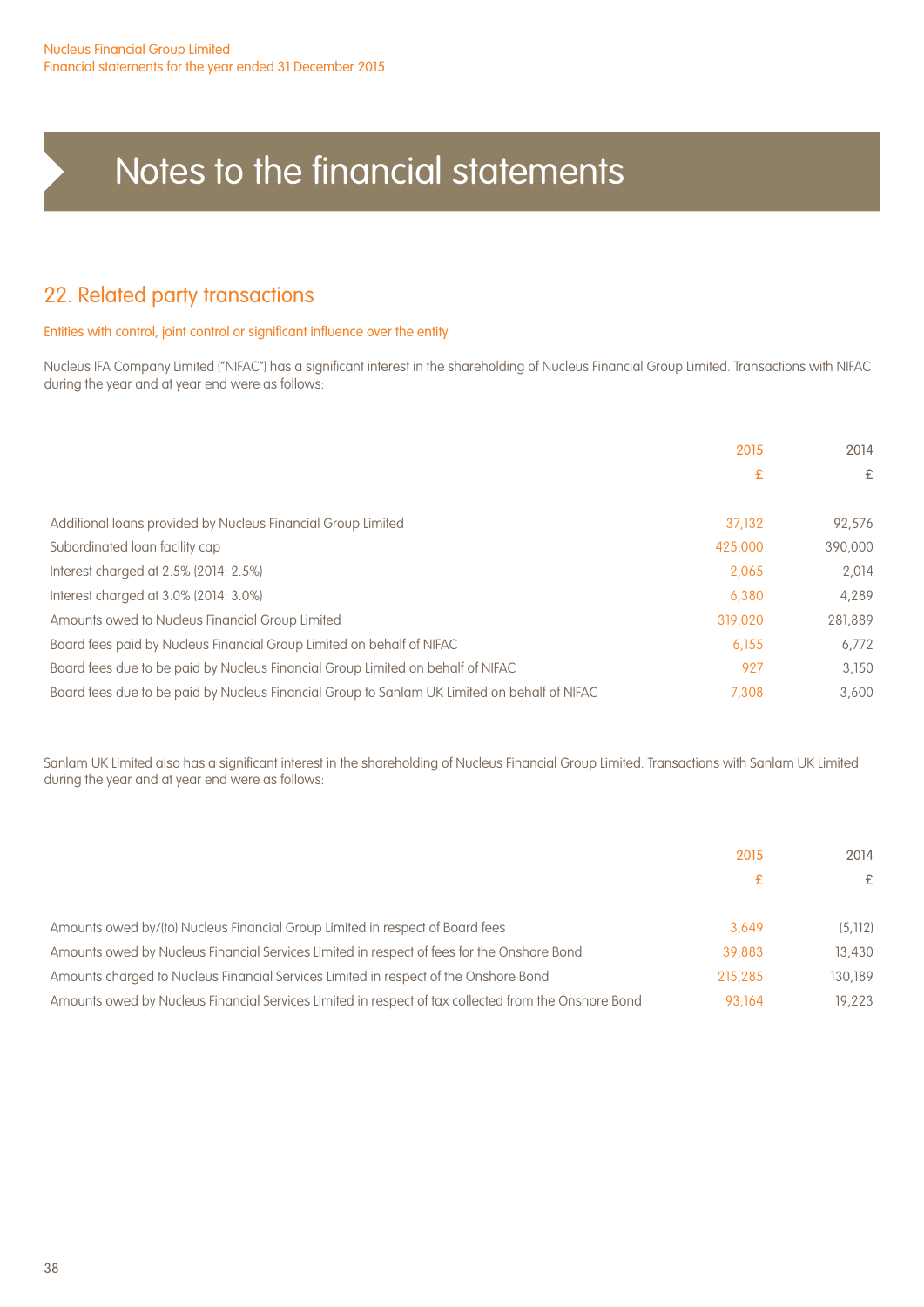# Notes to the financial statements

## 22. Related party transactions

### Entities with control, joint control or significant influence over the entity

Nucleus IFA Company Limited ("NIFAC") has a significant interest in the shareholding of Nucleus Financial Group Limited. Transactions with NIFAC during the year and at year end were as follows:

| | 2015<br>£ | 2014<br>£ |
|---|---|---|
| Additional loans provided by Nucleus Financial Group Limited | 37,132 | 92,576 |
| Subordinated loan facility cap | 425,000 | 390,000 |
| Interest charged at 2.5% (2014: 2.5%) | 2,065 | 2,014 |
| Interest charged at 3.0% (2014: 3.0%) | 6,380 | 4,289 |
| Amounts owed to Nucleus Financial Group Limited | 319,020 | 281,889 |
| Board fees paid by Nucleus Financial Group Limited on behalf of NIFAC | 6,155 | 6,772 |
| Board fees due to be paid by Nucleus Financial Group Limited on behalf of NIFAC | 927 | 3,150 |
| Board fees due to be paid by Nucleus Financial Group to Sanlam UK Limited on behalf of NIFAC | 7,308 | 3,600 |

Sanlam UK Limited also has a significant interest in the shareholding of Nucleus Financial Group Limited. Transactions with Sanlam UK Limited during the year and at year end were as follows:

| | 2015<br>£ | 2014<br>£ |
|---|---|---|
| Amounts owed by/(to) Nucleus Financial Group Limited in respect of Board fees | 3,649 | (5,112) |
| Amounts owed by Nucleus Financial Services Limited in respect of fees for the Onshore Bond | 39,883 | 13,430 |
| Amounts charged to Nucleus Financial Services Limited in respect of the Onshore Bond | 215,285 | 130,189 |
| Amounts owed by Nucleus Financial Services Limited in respect of tax collected from the Onshore Bond | 93,164 | 19,223 |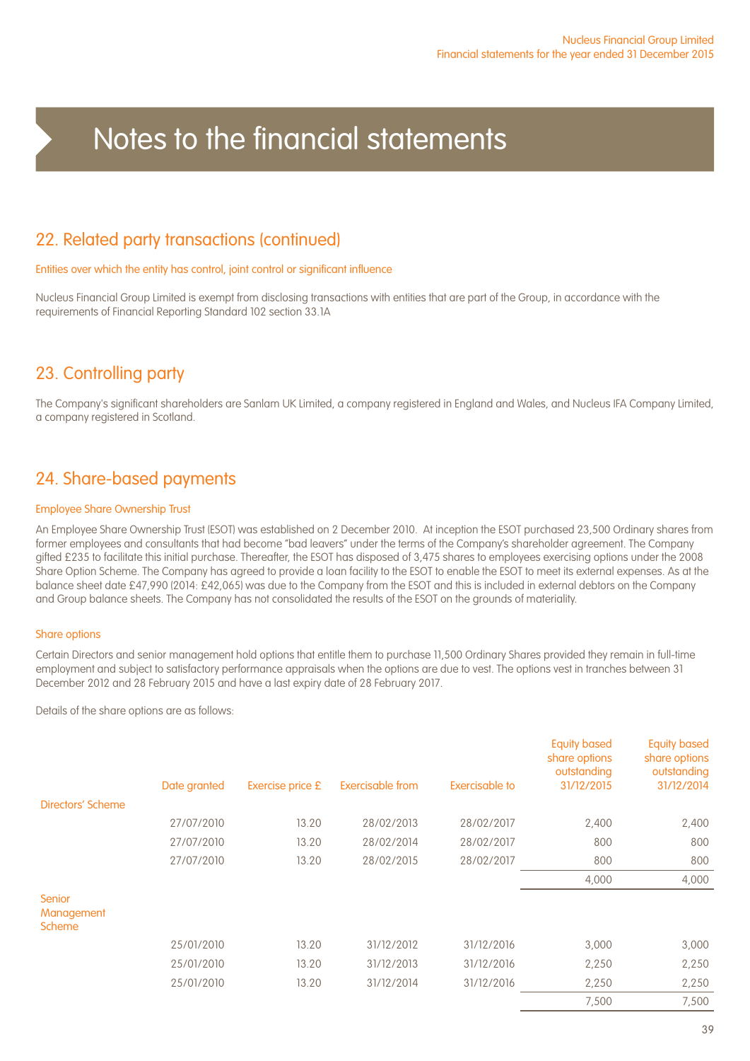# Notes to the financial statements

## 22. Related party transactions (continued)

### Entities over which the entity has control, joint control or significant influence

Nucleus Financial Group Limited is exempt from disclosing transactions with entities that are part of the Group, in accordance with the requirements of Financial Reporting Standard 102 section 33.1A

## 23. Controlling party

The Company's significant shareholders are Sanlam UK Limited, a company registered in England and Wales, and Nucleus IFA Company Limited, a company registered in Scotland.

## 24. Share-based payments

### Employee Share Ownership Trust

An Employee Share Ownership Trust (ESOT) was established on 2 December 2010. At inception the ESOT purchased 23,500 Ordinary shares from former employees and consultants that had become "bad leavers" under the terms of the Company's shareholder agreement. The Company gifted £235 to facilitate this initial purchase. Thereafter, the ESOT has disposed of 3,475 shares to employees exercising options under the 2008 Share Option Scheme. The Company has agreed to provide a loan facility to the ESOT to enable the ESOT to meet its external expenses. As at the balance sheet date £47,990 (2014: £42,065) was due to the Company from the ESOT and this is included in external debtors on the Company and Group balance sheets. The Company has not consolidated the results of the ESOT on the grounds of materiality.

### Share options

Certain Directors and senior management hold options that entitle them to purchase 11,500 Ordinary Shares provided they remain in full-time employment and subject to satisfactory performance appraisals when the options are due to vest. The options vest in tranches between 31 December 2012 and 28 February 2015 and have a last expiry date of 28 February 2017.

Details of the share options are as follows:

| | Date granted | Exercise price £ | Exercisable from | Exercisable to | Equity based share options outstanding 31/12/2015 | Equity based share options outstanding 31/12/2014 |
|---|---|---|---|---|---|---|
| Directors' Scheme | | | | | | |
| | 27/07/2010 | 13.20 | 28/02/2013 | 28/02/2017 | 2,400 | 2,400 |
| | 27/07/2010 | 13.20 | 28/02/2014 | 28/02/2017 | 800 | 800 |
| | 27/07/2010 | 13.20 | 28/02/2015 | 28/02/2017 | 800 | 800 |
| | | | | | 4,000 | 4,000 |
| Senior Management Scheme | | | | | | |
| | 25/01/2010 | 13.20 | 31/12/2012 | 31/12/2016 | 3,000 | 3,000 |
| | 25/01/2010 | 13.20 | 31/12/2013 | 31/12/2016 | 2,250 | 2,250 |
| | 25/01/2010 | 13.20 | 31/12/2014 | 31/12/2016 | 2,250 | 2,250 |
| | | | | | 7,500 | 7,500 |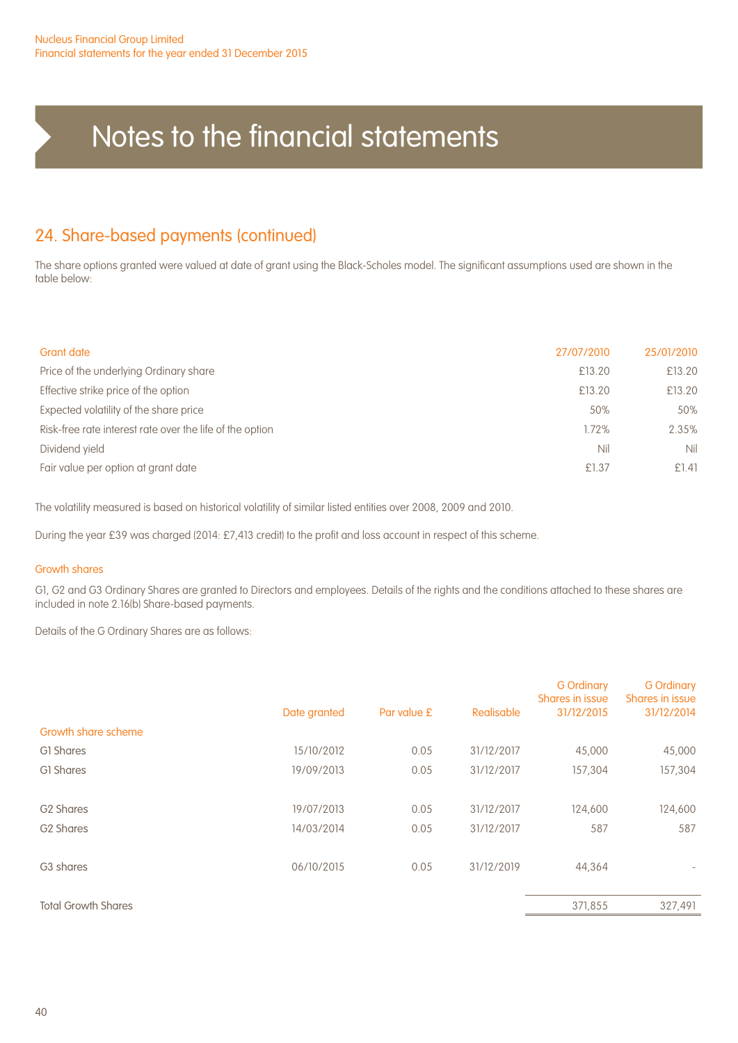# Notes to the financial statements

## 24. Share-based payments (continued)

The share options granted were valued at date of grant using the Black-Scholes model. The significant assumptions used are shown in the table below:

| Grant date | 27/07/2010 | 25/01/2010 |
|---|---|---|
| Price of the underlying Ordinary share | £13.20 | £13.20 |
| Effective strike price of the option | £13.20 | £13.20 |
| Expected volatility of the share price | 50% | 50% |
| Risk-free rate interest rate over the life of the option | 1.72% | 2.35% |
| Dividend yield | Nil | Nil |
| Fair value per option at grant date | £1.37 | £1.41 |

The volatility measured is based on historical volatility of similar listed entities over 2008, 2009 and 2010.

During the year £39 was charged (2014: £7,413 credit) to the profit and loss account in respect of this scheme.

### Growth shares

G1, G2 and G3 Ordinary Shares are granted to Directors and employees. Details of the rights and the conditions attached to these shares are included in note 2.16(b) Share-based payments.

Details of the G Ordinary Shares are as follows:

| Growth share scheme | Date granted | Par value £ | Realisable | G Ordinary Shares in issue 31/12/2015 | G Ordinary Shares in issue 31/12/2014 |
|---|---|---|---|---|---|
| G1 Shares | 15/10/2012 | 0.05 | 31/12/2017 | 45,000 | 45,000 |
| G1 Shares | 19/09/2013 | 0.05 | 31/12/2017 | 157,304 | 157,304 |
| G2 Shares | 19/07/2013 | 0.05 | 31/12/2017 | 124,600 | 124,600 |
| G2 Shares | 14/03/2014 | 0.05 | 31/12/2017 | 587 | 587 |
| G3 shares | 06/10/2015 | 0.05 | 31/12/2019 | 44,364 | - |
| Total Growth Shares | | | | 371,855 | 327,491 |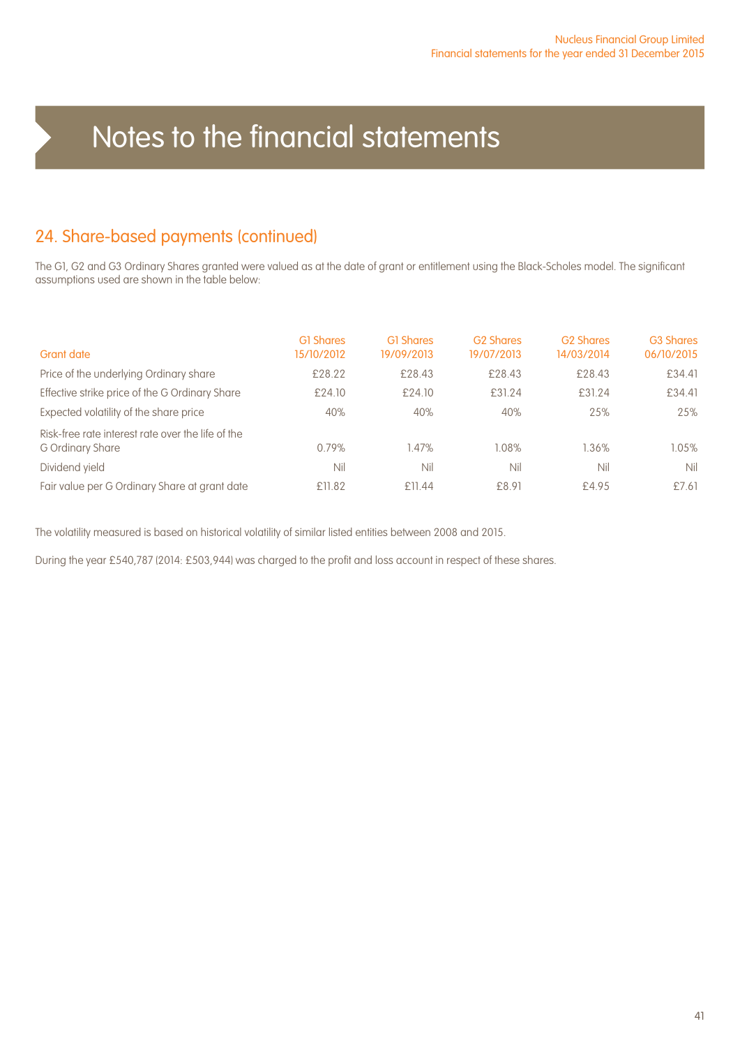# Notes to the financial statements

## 24. Share-based payments (continued)

The G1, G2 and G3 Ordinary Shares granted were valued as at the date of grant or entitlement using the Black-Scholes model. The significant assumptions used are shown in the table below:

| Grant date | G1 Shares 15/10/2012 | G1 Shares 19/09/2013 | G2 Shares 19/07/2013 | G2 Shares 14/03/2014 | G3 Shares 06/10/2015 |
|---|---|---|---|---|---|
| Price of the underlying Ordinary share | £28.22 | £28.43 | £28.43 | £28.43 | £34.41 |
| Effective strike price of the G Ordinary Share | £24.10 | £24.10 | £31.24 | £31.24 | £34.41 |
| Expected volatility of the share price | 40% | 40% | 40% | 25% | 25% |
| Risk-free rate interest rate over the life of the G Ordinary Share | 0.79% | 1.47% | 1.08% | 1.36% | 1.05% |
| Dividend yield | Nil | Nil | Nil | Nil | Nil |
| Fair value per G Ordinary Share at grant date | £11.82 | £11.44 | £8.91 | £4.95 | £7.61 |

The volatility measured is based on historical volatility of similar listed entities between 2008 and 2015.

During the year £540,787 (2014: £503,944) was charged to the profit and loss account in respect of these shares.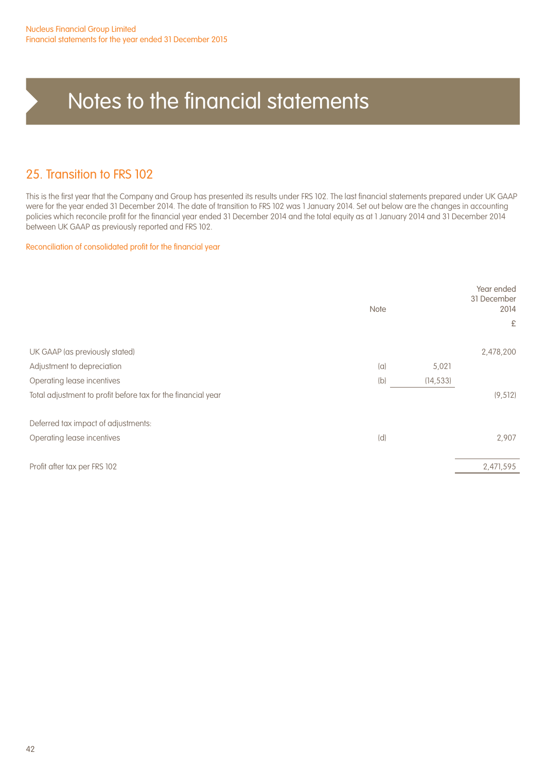# Notes to the financial statements

## 25. Transition to FRS 102

This is the first year that the Company and Group has presented its results under FRS 102. The last financial statements prepared under UK GAAP were for the year ended 31 December 2014. The date of transition to FRS 102 was 1 January 2014. Set out below are the changes in accounting policies which reconcile profit for the financial year ended 31 December 2014 and the total equity as at 1 January 2014 and 31 December 2014 between UK GAAP as previously reported and FRS 102.

### Reconciliation of consolidated profit for the financial year

| | Note | | Year ended 31 December 2014 £ |
|---|---|---|---|
| UK GAAP (as previously stated) | | | 2,478,200 |
| Adjustment to depreciation | (a) | 5,021 | |
| Operating lease incentives | (b) | (14,533) | |
| Total adjustment to profit before tax for the financial year | | | (9,512) |
| Deferred tax impact of adjustments: | | | |
| Operating lease incentives | (d) | | 2,907 |
| Profit after tax per FRS 102 | | | 2,471,595 |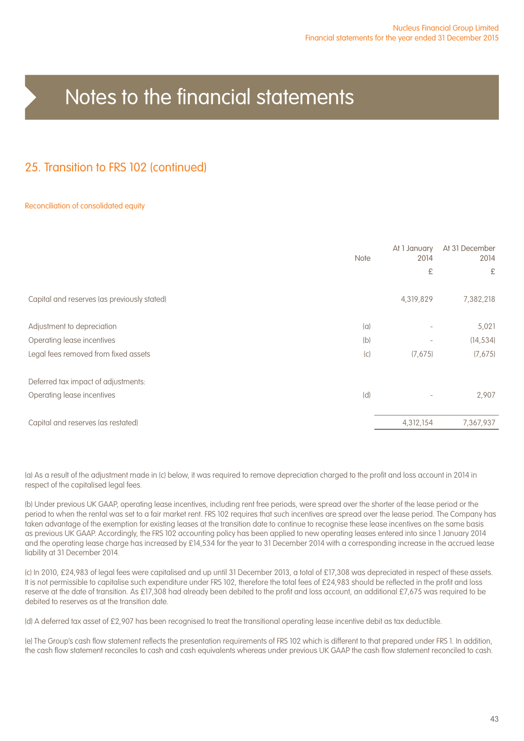# Notes to the financial statements

## 25. Transition to FRS 102 (continued)

### Reconciliation of consolidated equity

| | Note | At 1 January 2014 | At 31 December 2014 |
|---|---|---|---|
| | | £ | £ |
| Capital and reserves (as previously stated) | | 4,319,829 | 7,382,218 |
| Adjustment to depreciation | (a) | - | 5,021 |
| Operating lease incentives | (b) | - | (14,534) |
| Legal fees removed from fixed assets | (c) | (7,675) | (7,675) |
| Deferred tax impact of adjustments: | | | |
| Operating lease incentives | (d) | - | 2,907 |
| Capital and reserves (as restated) | | 4,312,154 | 7,367,937 |

(a) As a result of the adjustment made in (c) below, it was required to remove depreciation charged to the profit and loss account in 2014 in respect of the capitalised legal fees.

(b) Under previous UK GAAP, operating lease incentives, including rent free periods, were spread over the shorter of the lease period or the period to when the rental was set to a fair market rent. FRS 102 requires that such incentives are spread over the lease period. The Company has taken advantage of the exemption for existing leases at the transition date to continue to recognise these lease incentives on the same basis as previous UK GAAP. Accordingly, the FRS 102 accounting policy has been applied to new operating leases entered into since 1 January 2014 and the operating lease charge has increased by £14,534 for the year to 31 December 2014 with a corresponding increase in the accrued lease liability at 31 December 2014.

(c) In 2010, £24,983 of legal fees were capitalised and up until 31 December 2013, a total of £17,308 was depreciated in respect of these assets. It is not permissible to capitalise such expenditure under FRS 102, therefore the total fees of £24,983 should be reflected in the profit and loss reserve at the date of transition. As £17,308 had already been debited to the profit and loss account, an additional £7,675 was required to be debited to reserves as at the transition date.

(d) A deferred tax asset of £2,907 has been recognised to treat the transitional operating lease incentive debit as tax deductible.

(e) The Group's cash flow statement reflects the presentation requirements of FRS 102 which is different to that prepared under FRS 1. In addition, the cash flow statement reconciles to cash and cash equivalents whereas under previous UK GAAP the cash flow statement reconciled to cash.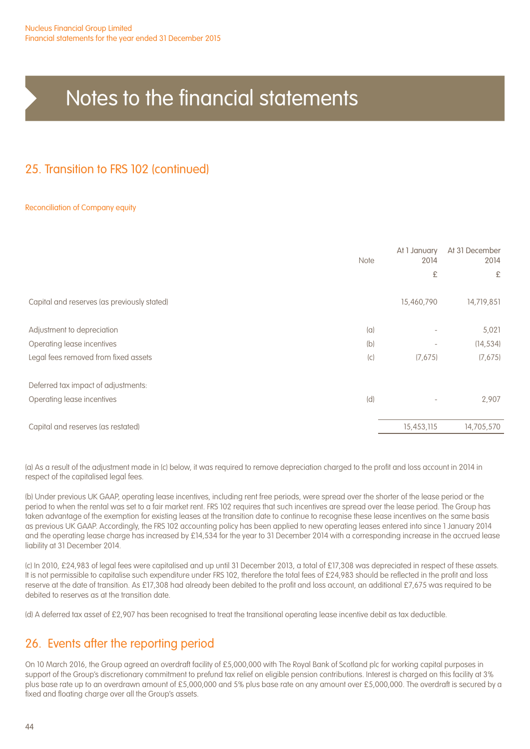# Notes to the financial statements

## 25. Transition to FRS 102 (continued)

### Reconciliation of Company equity

| | Note | At 1 January 2014 | At 31 December 2014 |
|---|---|---|---|
| | | £ | £ |
| Capital and reserves (as previously stated) | | 15,460,790 | 14,719,851 |
| Adjustment to depreciation | (a) | - | 5,021 |
| Operating lease incentives | (b) | - | (14,534) |
| Legal fees removed from fixed assets | (c) | (7,675) | (7,675) |
| Deferred tax impact of adjustments: | | | |
| Operating lease incentives | (d) | - | 2,907 |
| Capital and reserves (as restated) | | 15,453,115 | 14,705,570 |

(a) As a result of the adjustment made in (c) below, it was required to remove depreciation charged to the profit and loss account in 2014 in respect of the capitalised legal fees.

(b) Under previous UK GAAP, operating lease incentives, including rent free periods, were spread over the shorter of the lease period or the period to when the rental was set to a fair market rent. FRS 102 requires that such incentives are spread over the lease period. The Group has taken advantage of the exemption for existing leases at the transition date to continue to recognise these lease incentives on the same basis as previous UK GAAP. Accordingly, the FRS 102 accounting policy has been applied to new operating leases entered into since 1 January 2014 and the operating lease charge has increased by £14,534 for the year to 31 December 2014 with a corresponding increase in the accrued lease liability at 31 December 2014.

(c) In 2010, £24,983 of legal fees were capitalised and up until 31 December 2013, a total of £17,308 was depreciated in respect of these assets. It is not permissible to capitalise such expenditure under FRS 102, therefore the total fees of £24,983 should be reflected in the profit and loss reserve at the date of transition. As £17,308 had already been debited to the profit and loss account, an additional £7,675 was required to be debited to reserves as at the transition date.

(d) A deferred tax asset of £2,907 has been recognised to treat the transitional operating lease incentive debit as tax deductible.

## 26. Events after the reporting period

On 10 March 2016, the Group agreed an overdraft facility of £5,000,000 with The Royal Bank of Scotland plc for working capital purposes in support of the Group's discretionary commitment to prefund tax relief on eligible pension contributions. Interest is charged on this facility at 3% plus base rate up to an overdrawn amount of £5,000,000 and 5% plus base rate on any amount over £5,000,000. The overdraft is secured by a fixed and floating charge over all the Group's assets.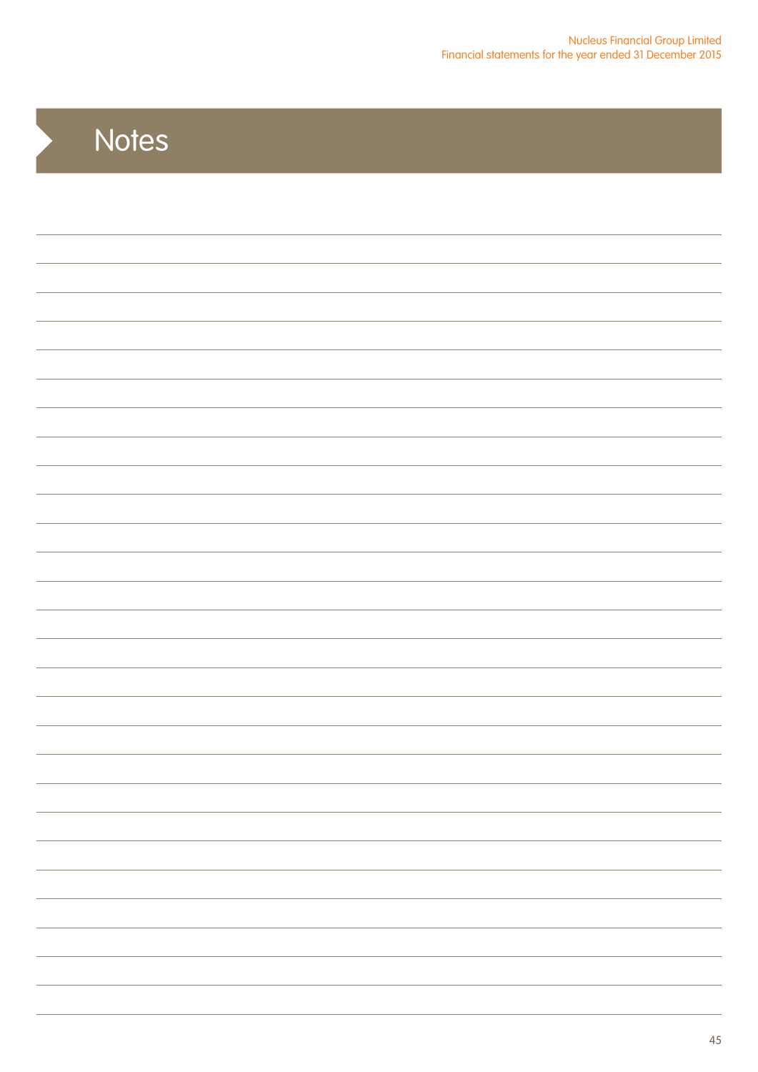# Notes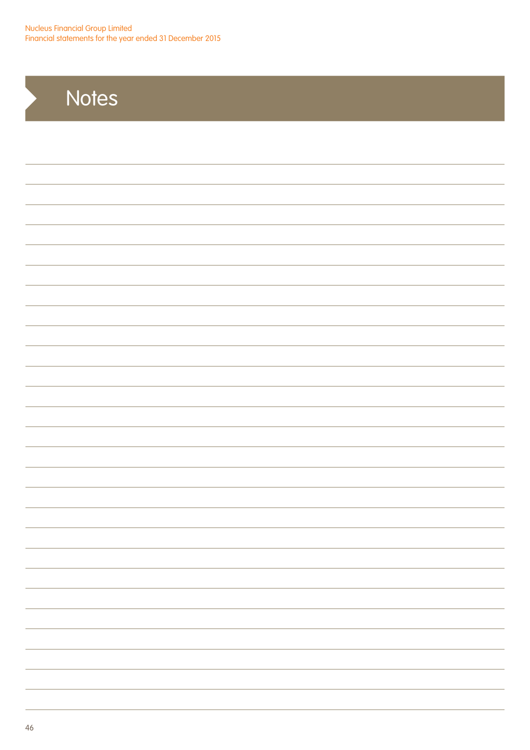# Notes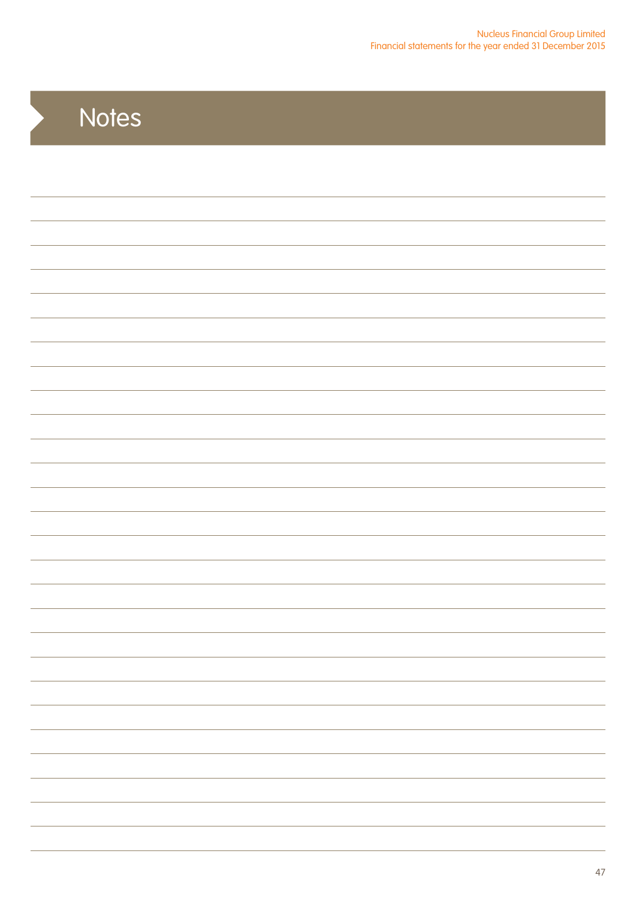# Notes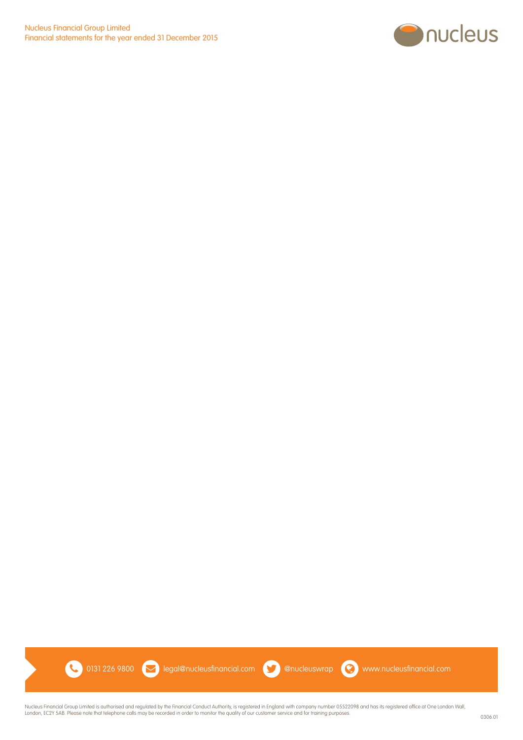0131 226 9800 legal@nucleusfinancial.com @nucleuswrap www.nucleusfinancial.com

Nucleus Financial Group Limited is authorised and regulated by the Financial Conduct Authority, is registered in England with company number 05522098 and has its registered office at One London Wall, London, EC2Y 5AB. Please note that telephone calls may be recorded in order to monitor the quality of our customer service and for training purposes.

0306.01